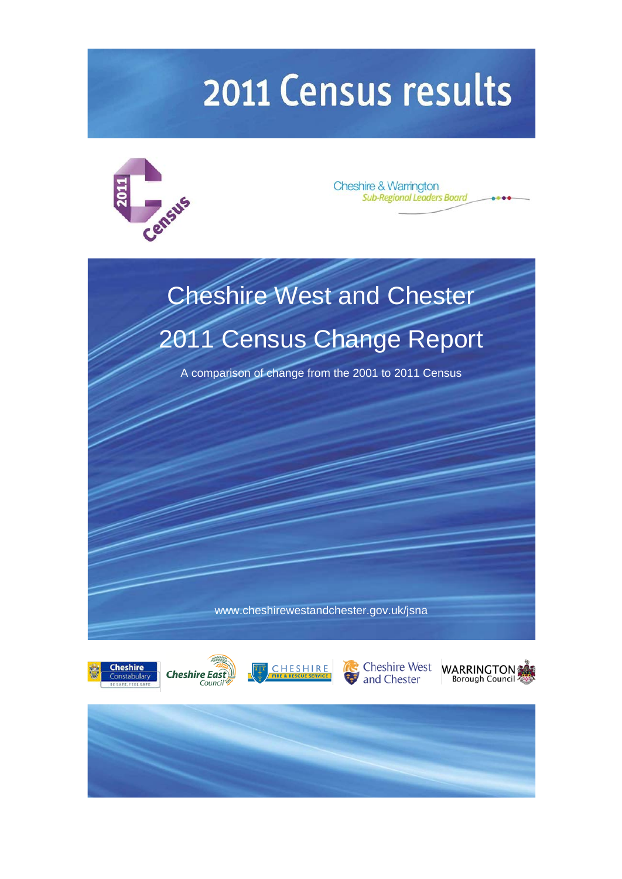# 2011 Census results

Cheshire & Warrington
*Sub-Regional Leaders Board*

# Cheshire West and Chester

## 2011 Census Change Report

A comparison of change from the 2001 to 2011 Census

www.cheshirewestandchester.gov.uk/jsna

Cheshire Constabulary | Cheshire East Council | Cheshire Fire & Rescue Service | Cheshire West and Chester | Warrington Borough Council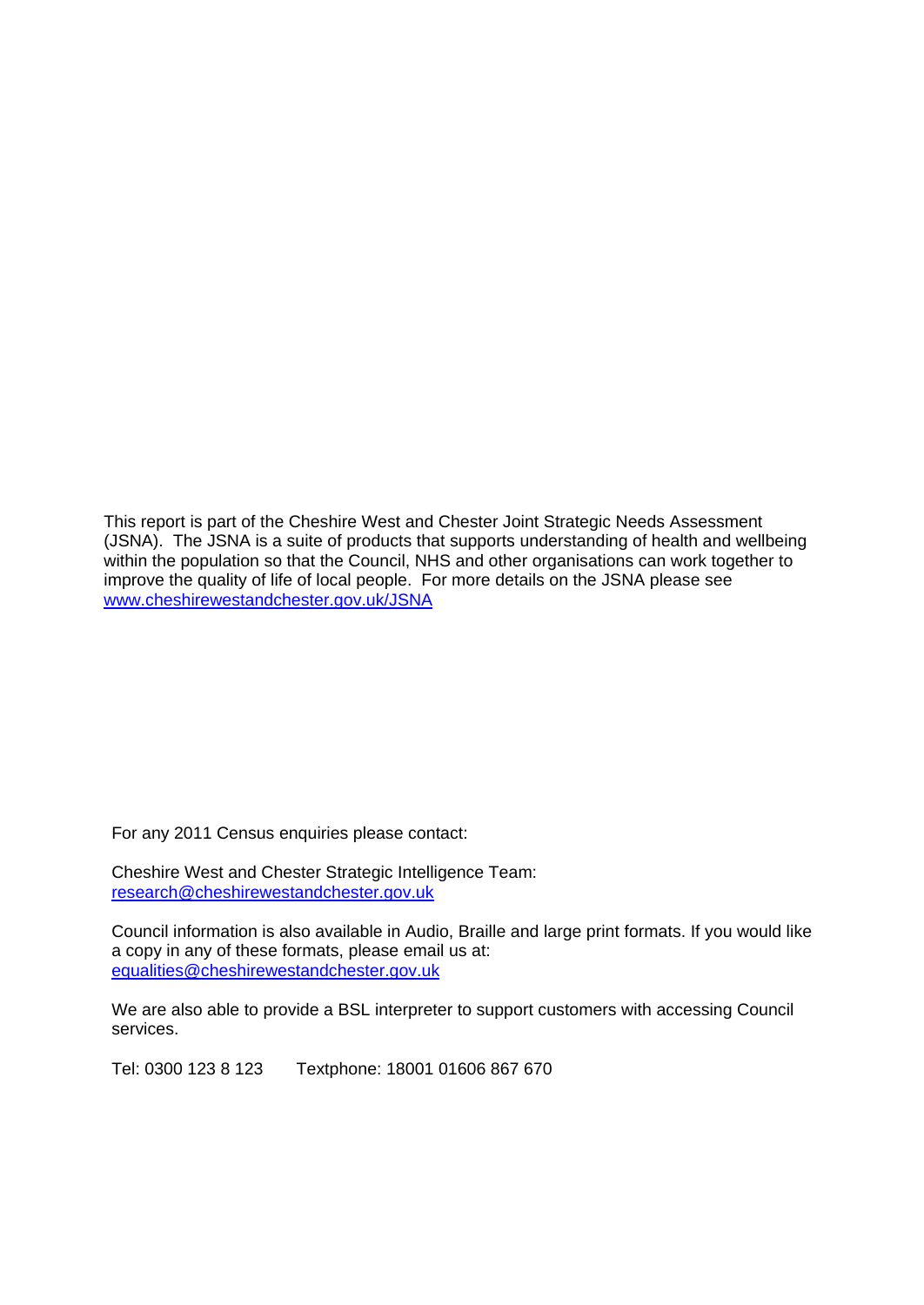This report is part of the Cheshire West and Chester Joint Strategic Needs Assessment (JSNA). The JSNA is a suite of products that supports understanding of health and wellbeing within the population so that the Council, NHS and other organisations can work together to improve the quality of life of local people. For more details on the JSNA please see [www.cheshirewestandchester.gov.uk/JSNA](www.cheshirewestandchester.gov.uk/JSNA)

For any 2011 Census enquiries please contact:

Cheshire West and Chester Strategic Intelligence Team:
[research@cheshirewestandchester.gov.uk](mailto:research@cheshirewestandchester.gov.uk)

Council information is also available in Audio, Braille and large print formats. If you would like a copy in any of these formats, please email us at:
[equalities@cheshirewestandchester.gov.uk](mailto:equalities@cheshirewestandchester.gov.uk)

We are also able to provide a BSL interpreter to support customers with accessing Council services.

Tel: 0300 123 8 123 Textphone: 18001 01606 867 670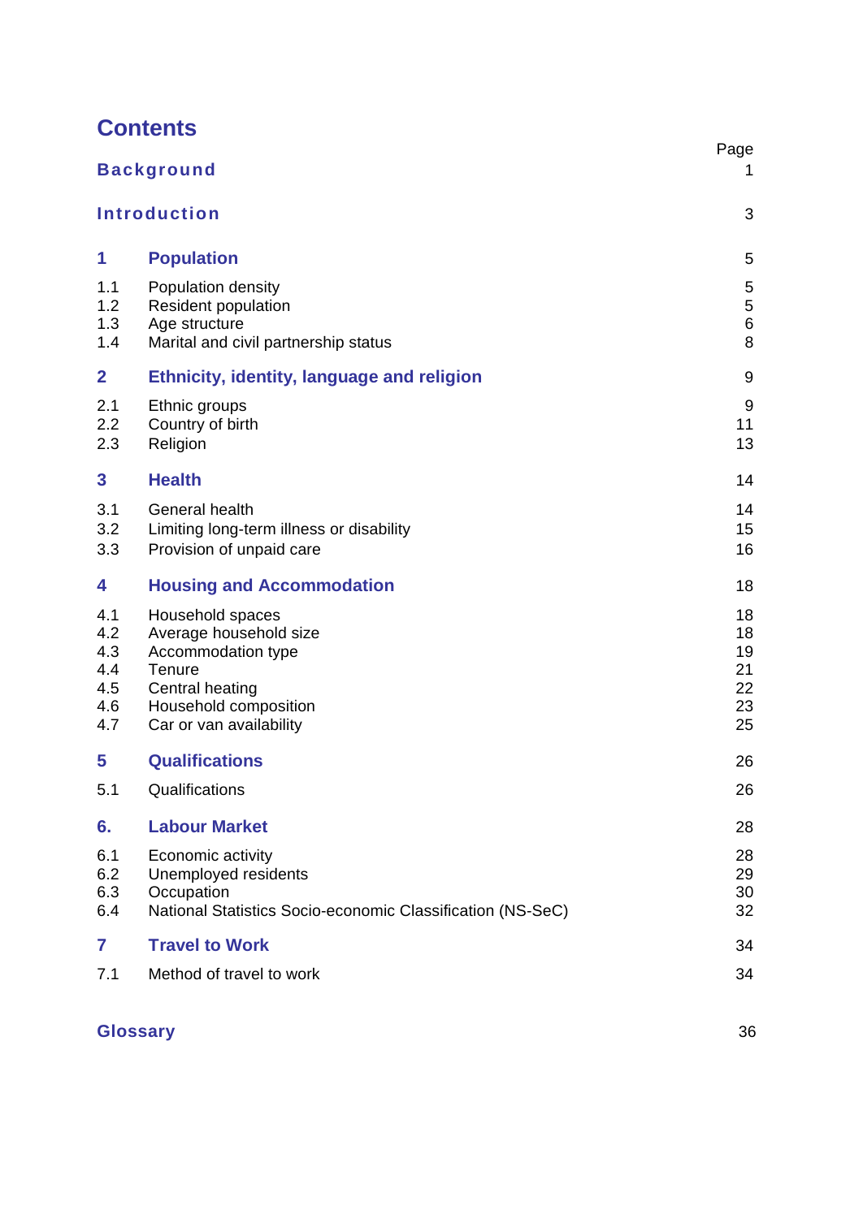# Contents

| | | Page |
|---|---|---|
| **Background** | | 1 |
| **Introduction** | | 3 |
| **1** | **Population** | 5 |
| 1.1 | Population density | 5 |
| 1.2 | Resident population | 5 |
| 1.3 | Age structure | 6 |
| 1.4 | Marital and civil partnership status | 8 |
| **2** | **Ethnicity, identity, language and religion** | 9 |
| 2.1 | Ethnic groups | 9 |
| 2.2 | Country of birth | 11 |
| 2.3 | Religion | 13 |
| **3** | **Health** | 14 |
| 3.1 | General health | 14 |
| 3.2 | Limiting long-term illness or disability | 15 |
| 3.3 | Provision of unpaid care | 16 |
| **4** | **Housing and Accommodation** | 18 |
| 4.1 | Household spaces | 18 |
| 4.2 | Average household size | 18 |
| 4.3 | Accommodation type | 19 |
| 4.4 | Tenure | 21 |
| 4.5 | Central heating | 22 |
| 4.6 | Household composition | 23 |
| 4.7 | Car or van availability | 25 |
| **5** | **Qualifications** | 26 |
| 5.1 | Qualifications | 26 |
| **6.** | **Labour Market** | 28 |
| 6.1 | Economic activity | 28 |
| 6.2 | Unemployed residents | 29 |
| 6.3 | Occupation | 30 |
| 6.4 | National Statistics Socio-economic Classification (NS-SeC) | 32 |
| **7** | **Travel to Work** | 34 |
| 7.1 | Method of travel to work | 34 |
| **Glossary** | | 36 |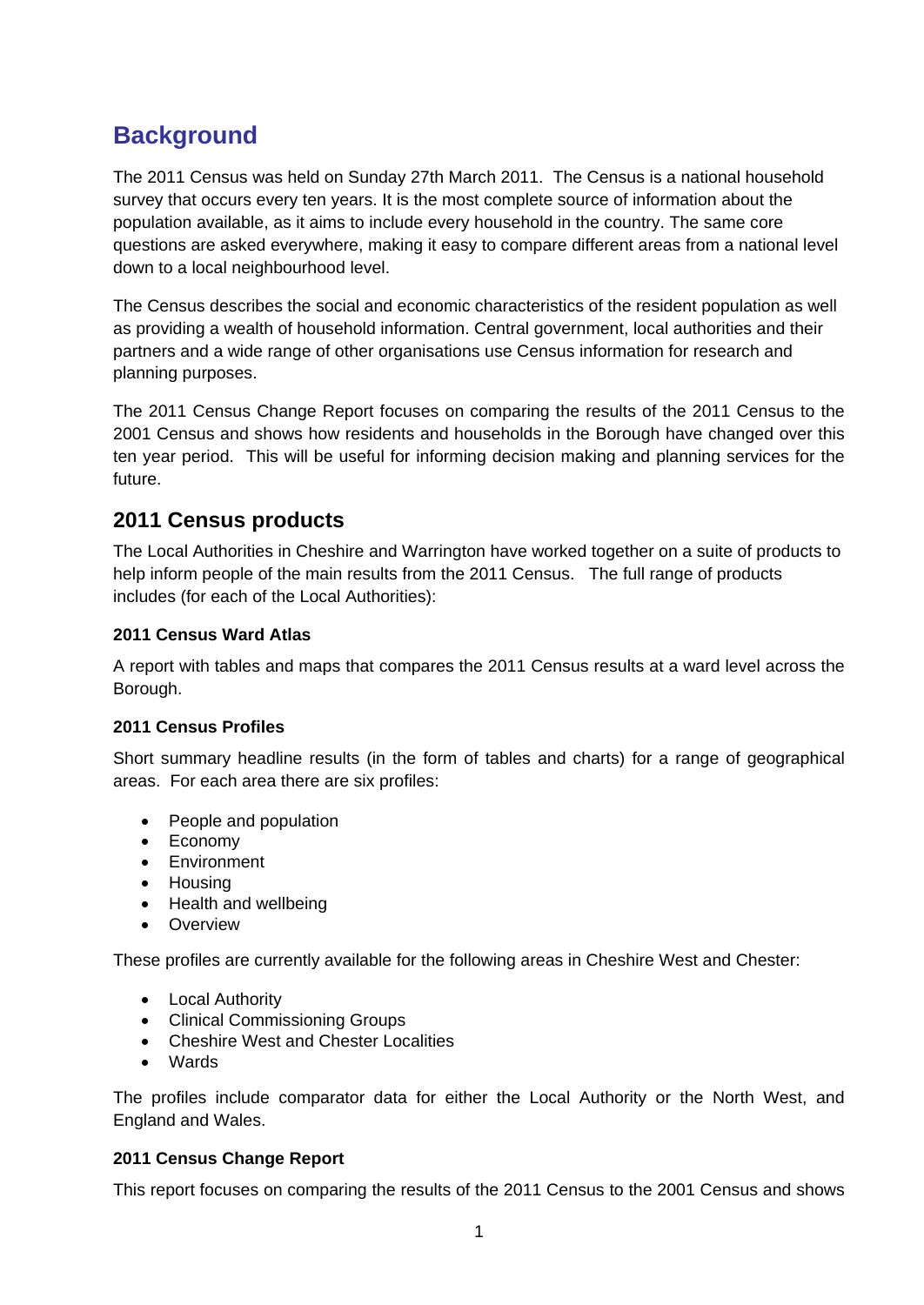# Background

The 2011 Census was held on Sunday 27th March 2011. The Census is a national household survey that occurs every ten years. It is the most complete source of information about the population available, as it aims to include every household in the country. The same core questions are asked everywhere, making it easy to compare different areas from a national level down to a local neighbourhood level.

The Census describes the social and economic characteristics of the resident population as well as providing a wealth of household information. Central government, local authorities and their partners and a wide range of other organisations use Census information for research and planning purposes.

The 2011 Census Change Report focuses on comparing the results of the 2011 Census to the 2001 Census and shows how residents and households in the Borough have changed over this ten year period. This will be useful for informing decision making and planning services for the future.

## 2011 Census products

The Local Authorities in Cheshire and Warrington have worked together on a suite of products to help inform people of the main results from the 2011 Census. The full range of products includes (for each of the Local Authorities):

### 2011 Census Ward Atlas

A report with tables and maps that compares the 2011 Census results at a ward level across the Borough.

### 2011 Census Profiles

Short summary headline results (in the form of tables and charts) for a range of geographical areas. For each area there are six profiles:

- People and population
- Economy
- Environment
- Housing
- Health and wellbeing
- Overview

These profiles are currently available for the following areas in Cheshire West and Chester:

- Local Authority
- Clinical Commissioning Groups
- Cheshire West and Chester Localities
- Wards

The profiles include comparator data for either the Local Authority or the North West, and England and Wales.

### 2011 Census Change Report

This report focuses on comparing the results of the 2011 Census to the 2001 Census and shows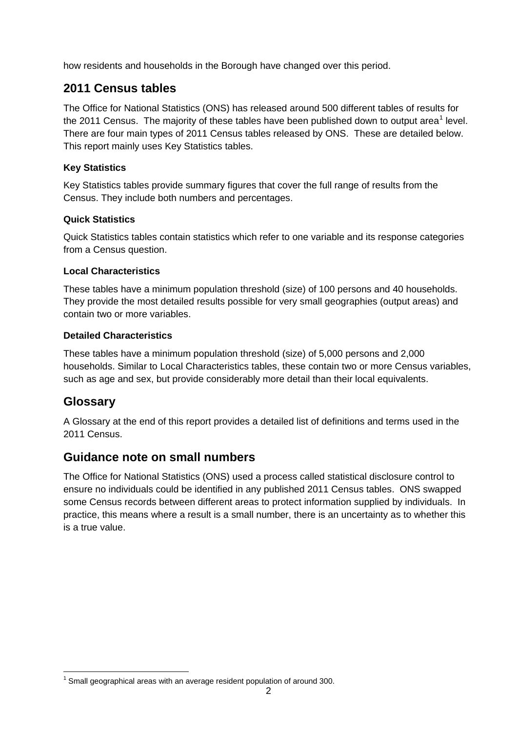how residents and households in the Borough have changed over this period.

## 2011 Census tables

The Office for National Statistics (ONS) has released around 500 different tables of results for the 2011 Census. The majority of these tables have been published down to output area[1] level. There are four main types of 2011 Census tables released by ONS. These are detailed below. This report mainly uses Key Statistics tables.

### Key Statistics

Key Statistics tables provide summary figures that cover the full range of results from the Census. They include both numbers and percentages.

### Quick Statistics

Quick Statistics tables contain statistics which refer to one variable and its response categories from a Census question.

### Local Characteristics

These tables have a minimum population threshold (size) of 100 persons and 40 households. They provide the most detailed results possible for very small geographies (output areas) and contain two or more variables.

### Detailed Characteristics

These tables have a minimum population threshold (size) of 5,000 persons and 2,000 households. Similar to Local Characteristics tables, these contain two or more Census variables, such as age and sex, but provide considerably more detail than their local equivalents.

## Glossary

A Glossary at the end of this report provides a detailed list of definitions and terms used in the 2011 Census.

## Guidance note on small numbers

The Office for National Statistics (ONS) used a process called statistical disclosure control to ensure no individuals could be identified in any published 2011 Census tables. ONS swapped some Census records between different areas to protect information supplied by individuals. In practice, this means where a result is a small number, there is an uncertainty as to whether this is a true value.

[1] Small geographical areas with an average resident population of around 300.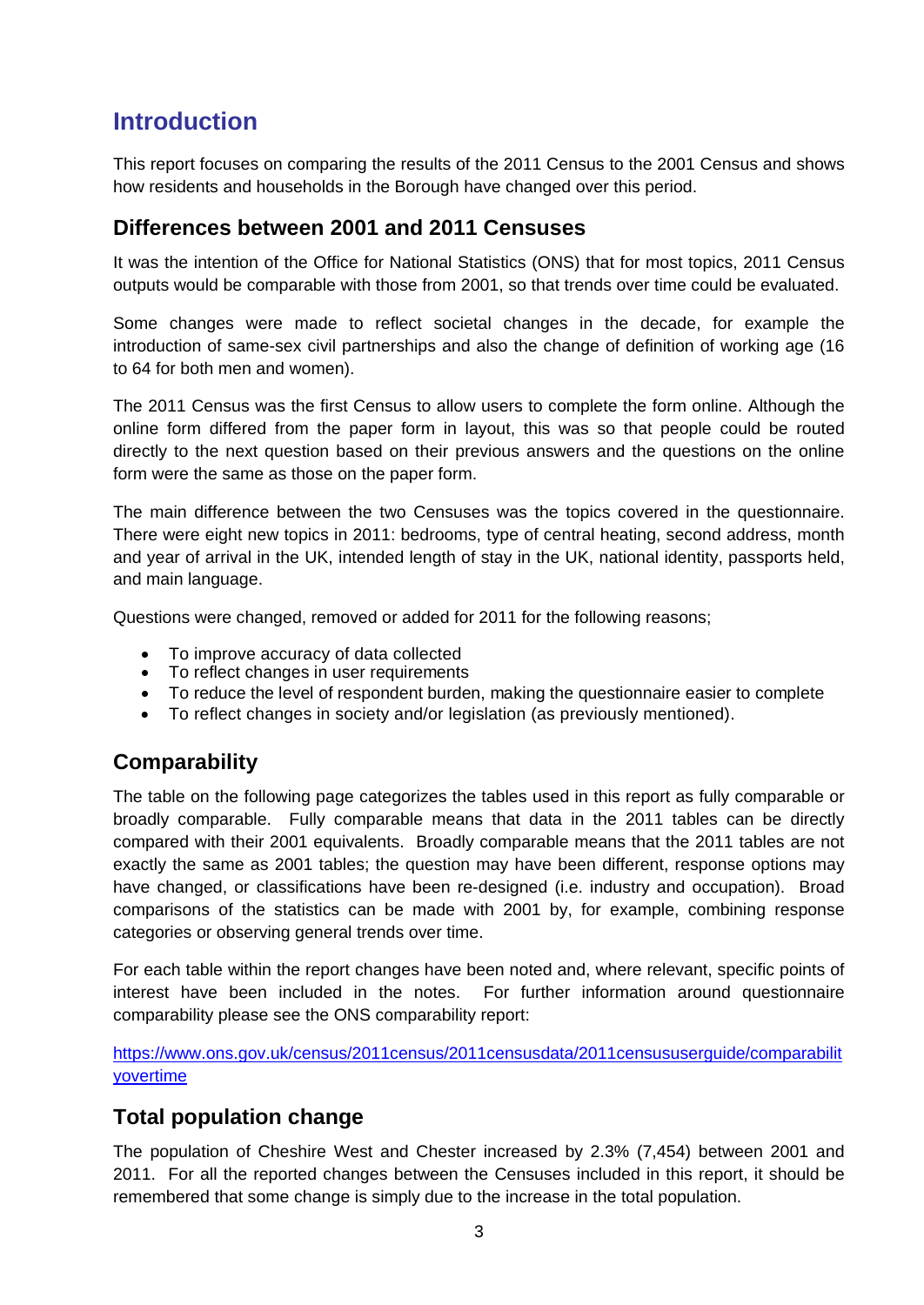# Introduction

This report focuses on comparing the results of the 2011 Census to the 2001 Census and shows how residents and households in the Borough have changed over this period.

## Differences between 2001 and 2011 Censuses

It was the intention of the Office for National Statistics (ONS) that for most topics, 2011 Census outputs would be comparable with those from 2001, so that trends over time could be evaluated.

Some changes were made to reflect societal changes in the decade, for example the introduction of same-sex civil partnerships and also the change of definition of working age (16 to 64 for both men and women).

The 2011 Census was the first Census to allow users to complete the form online. Although the online form differed from the paper form in layout, this was so that people could be routed directly to the next question based on their previous answers and the questions on the online form were the same as those on the paper form.

The main difference between the two Censuses was the topics covered in the questionnaire. There were eight new topics in 2011: bedrooms, type of central heating, second address, month and year of arrival in the UK, intended length of stay in the UK, national identity, passports held, and main language.

Questions were changed, removed or added for 2011 for the following reasons;

- To improve accuracy of data collected
- To reflect changes in user requirements
- To reduce the level of respondent burden, making the questionnaire easier to complete
- To reflect changes in society and/or legislation (as previously mentioned).

## Comparability

The table on the following page categorizes the tables used in this report as fully comparable or broadly comparable. Fully comparable means that data in the 2011 tables can be directly compared with their 2001 equivalents. Broadly comparable means that the 2011 tables are not exactly the same as 2001 tables; the question may have been different, response options may have changed, or classifications have been re-designed (i.e. industry and occupation). Broad comparisons of the statistics can be made with 2001 by, for example, combining response categories or observing general trends over time.

For each table within the report changes have been noted and, where relevant, specific points of interest have been included in the notes. For further information around questionnaire comparability please see the ONS comparability report:

https://www.ons.gov.uk/census/2011census/2011censusdata/2011censususerguide/comparabilityovertime

## Total population change

The population of Cheshire West and Chester increased by 2.3% (7,454) between 2001 and 2011. For all the reported changes between the Censuses included in this report, it should be remembered that some change is simply due to the increase in the total population.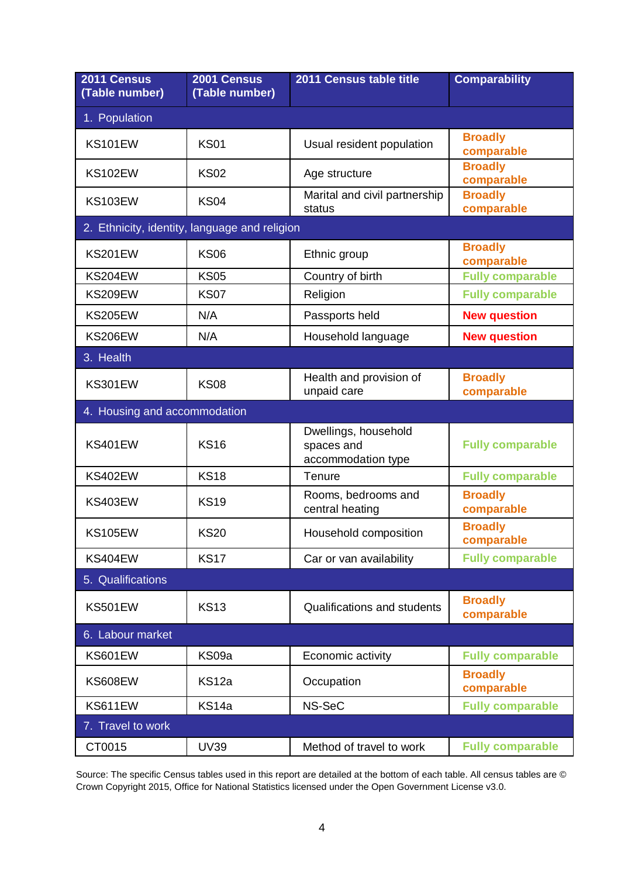| 2011 Census (Table number) | 2001 Census (Table number) | 2011 Census table title | Comparability |
|---|---|---|---|
| **1. Population** | | | |
| KS101EW | KS01 | Usual resident population | **Broadly comparable** |
| KS102EW | KS02 | Age structure | **Broadly comparable** |
| KS103EW | KS04 | Marital and civil partnership status | **Broadly comparable** |
| **2. Ethnicity, identity, language and religion** | | | |
| KS201EW | KS06 | Ethnic group | **Broadly comparable** |
| KS204EW | KS05 | Country of birth | **Fully comparable** |
| KS209EW | KS07 | Religion | **Fully comparable** |
| KS205EW | N/A | Passports held | **New question** |
| KS206EW | N/A | Household language | **New question** |
| **3. Health** | | | |
| KS301EW | KS08 | Health and provision of unpaid care | **Broadly comparable** |
| **4. Housing and accommodation** | | | |
| KS401EW | KS16 | Dwellings, household spaces and accommodation type | **Fully comparable** |
| KS402EW | KS18 | Tenure | **Fully comparable** |
| KS403EW | KS19 | Rooms, bedrooms and central heating | **Broadly comparable** |
| KS105EW | KS20 | Household composition | **Broadly comparable** |
| KS404EW | KS17 | Car or van availability | **Fully comparable** |
| **5. Qualifications** | | | |
| KS501EW | KS13 | Qualifications and students | **Broadly comparable** |
| **6. Labour market** | | | |
| KS601EW | KS09a | Economic activity | **Fully comparable** |
| KS608EW | KS12a | Occupation | **Broadly comparable** |
| KS611EW | KS14a | NS-SeC | **Fully comparable** |
| **7. Travel to work** | | | |
| CT0015 | UV39 | Method of travel to work | **Fully comparable** |

Source: The specific Census tables used in this report are detailed at the bottom of each table. All census tables are © Crown Copyright 2015, Office for National Statistics licensed under the Open Government License v3.0.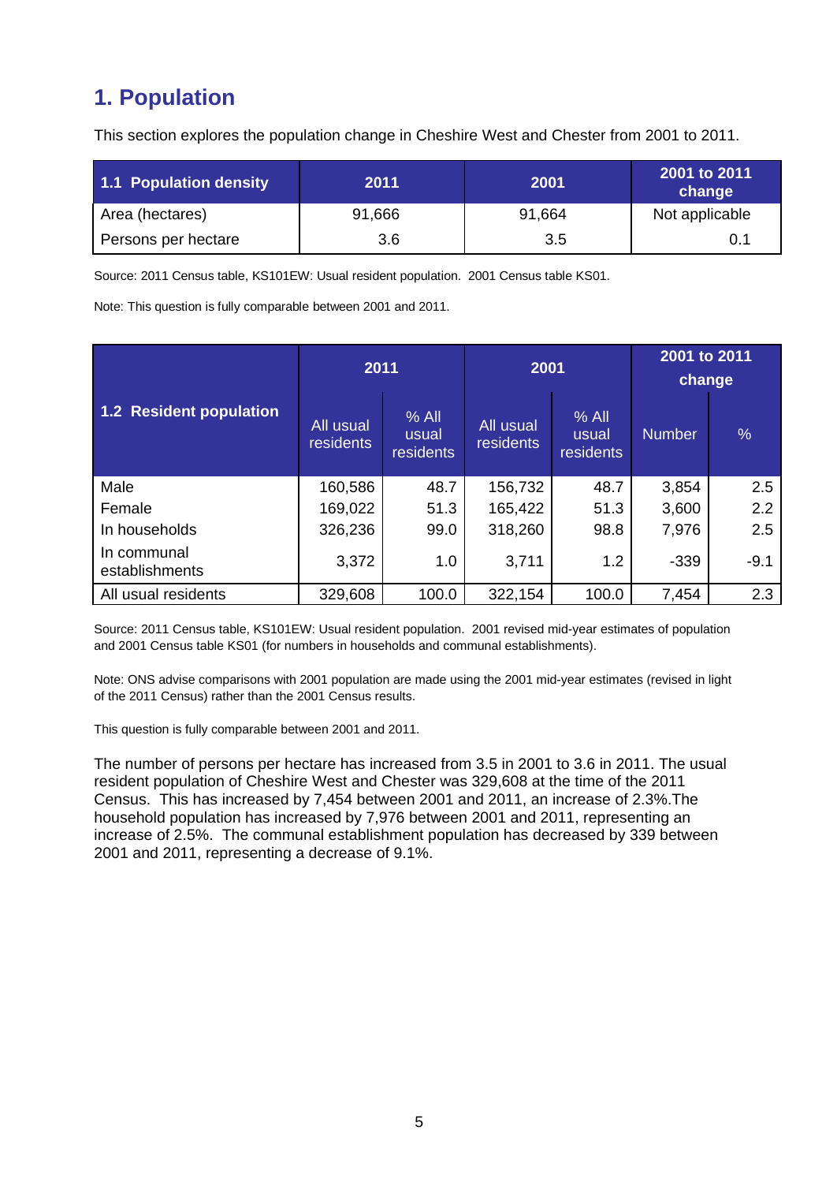## 1. Population

This section explores the population change in Cheshire West and Chester from 2001 to 2011.

| 1.1 Population density | 2011 | 2001 | 2001 to 2011 change |
|---|---|---|---|
| Area (hectares) | 91,666 | 91,664 | Not applicable |
| Persons per hectare | 3.6 | 3.5 | 0.1 |

Source: 2011 Census table, KS101EW: Usual resident population. 2001 Census table KS01.

Note: This question is fully comparable between 2001 and 2011.

| 1.2 Resident population | 2011 | | 2001 | | 2001 to 2011 change | |
|---|---|---|---|---|---|---|
| | All usual residents | % All usual residents | All usual residents | % All usual residents | Number | % |
| Male | 160,586 | 48.7 | 156,732 | 48.7 | 3,854 | 2.5 |
| Female | 169,022 | 51.3 | 165,422 | 51.3 | 3,600 | 2.2 |
| In households | 326,236 | 99.0 | 318,260 | 98.8 | 7,976 | 2.5 |
| In communal establishments | 3,372 | 1.0 | 3,711 | 1.2 | -339 | -9.1 |
| All usual residents | 329,608 | 100.0 | 322,154 | 100.0 | 7,454 | 2.3 |

Source: 2011 Census table, KS101EW: Usual resident population. 2001 revised mid-year estimates of population and 2001 Census table KS01 (for numbers in households and communal establishments).

Note: ONS advise comparisons with 2001 population are made using the 2001 mid-year estimates (revised in light of the 2011 Census) rather than the 2001 Census results.

This question is fully comparable between 2001 and 2011.

The number of persons per hectare has increased from 3.5 in 2001 to 3.6 in 2011. The usual resident population of Cheshire West and Chester was 329,608 at the time of the 2011 Census. This has increased by 7,454 between 2001 and 2011, an increase of 2.3%.The household population has increased by 7,976 between 2001 and 2011, representing an increase of 2.5%. The communal establishment population has decreased by 339 between 2001 and 2011, representing a decrease of 9.1%.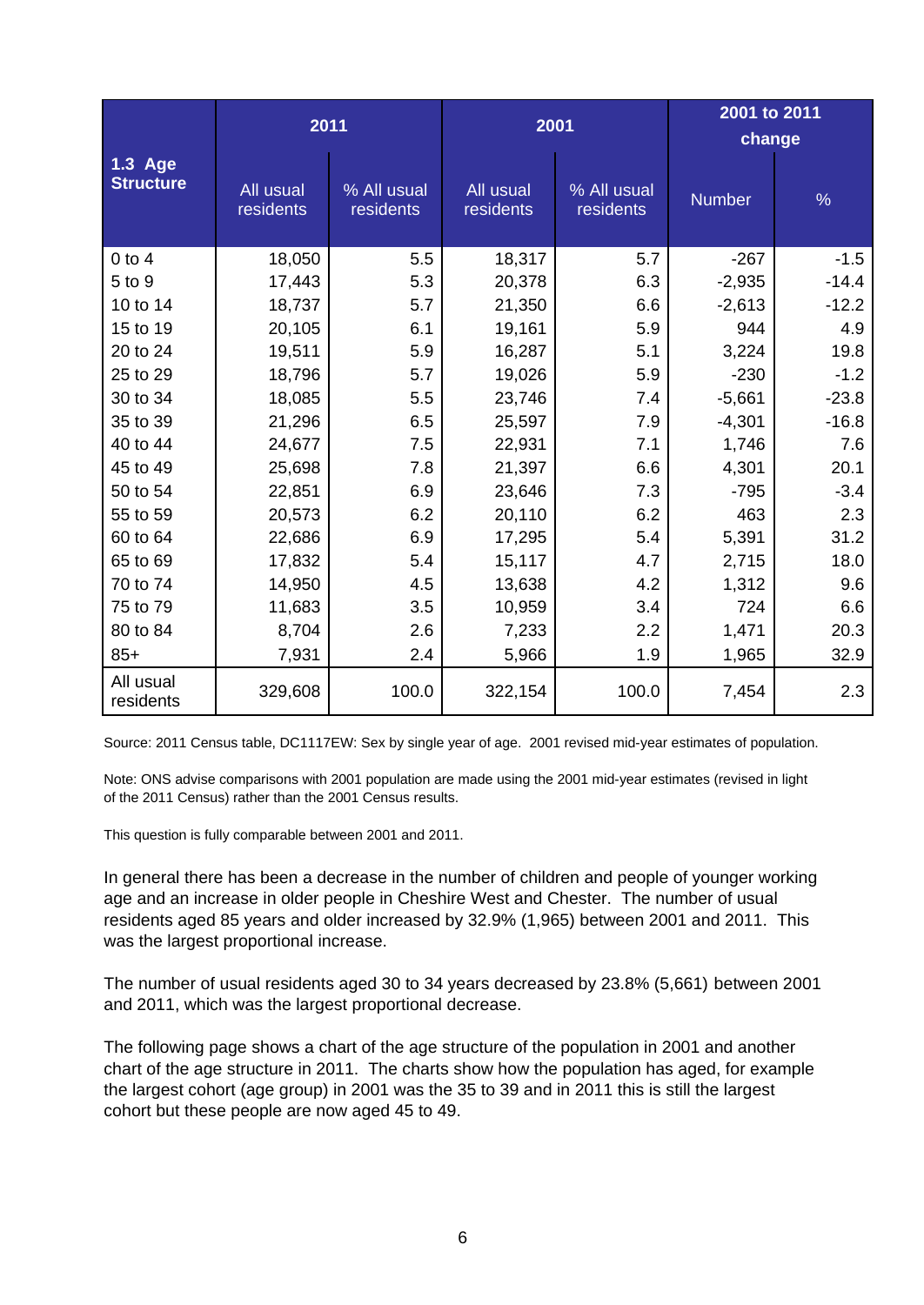| 1.3 Age Structure | 2011 | | 2001 | | 2001 to 2011 change | |
|---|---|---|---|---|---|---|
| | All usual residents | % All usual residents | All usual residents | % All usual residents | Number | % |
| 0 to 4 | 18,050 | 5.5 | 18,317 | 5.7 | -267 | -1.5 |
| 5 to 9 | 17,443 | 5.3 | 20,378 | 6.3 | -2,935 | -14.4 |
| 10 to 14 | 18,737 | 5.7 | 21,350 | 6.6 | -2,613 | -12.2 |
| 15 to 19 | 20,105 | 6.1 | 19,161 | 5.9 | 944 | 4.9 |
| 20 to 24 | 19,511 | 5.9 | 16,287 | 5.1 | 3,224 | 19.8 |
| 25 to 29 | 18,796 | 5.7 | 19,026 | 5.9 | -230 | -1.2 |
| 30 to 34 | 18,085 | 5.5 | 23,746 | 7.4 | -5,661 | -23.8 |
| 35 to 39 | 21,296 | 6.5 | 25,597 | 7.9 | -4,301 | -16.8 |
| 40 to 44 | 24,677 | 7.5 | 22,931 | 7.1 | 1,746 | 7.6 |
| 45 to 49 | 25,698 | 7.8 | 21,397 | 6.6 | 4,301 | 20.1 |
| 50 to 54 | 22,851 | 6.9 | 23,646 | 7.3 | -795 | -3.4 |
| 55 to 59 | 20,573 | 6.2 | 20,110 | 6.2 | 463 | 2.3 |
| 60 to 64 | 22,686 | 6.9 | 17,295 | 5.4 | 5,391 | 31.2 |
| 65 to 69 | 17,832 | 5.4 | 15,117 | 4.7 | 2,715 | 18.0 |
| 70 to 74 | 14,950 | 4.5 | 13,638 | 4.2 | 1,312 | 9.6 |
| 75 to 79 | 11,683 | 3.5 | 10,959 | 3.4 | 724 | 6.6 |
| 80 to 84 | 8,704 | 2.6 | 7,233 | 2.2 | 1,471 | 20.3 |
| 85+ | 7,931 | 2.4 | 5,966 | 1.9 | 1,965 | 32.9 |
| All usual residents | 329,608 | 100.0 | 322,154 | 100.0 | 7,454 | 2.3 |

Source: 2011 Census table, DC1117EW: Sex by single year of age. 2001 revised mid-year estimates of population.

Note: ONS advise comparisons with 2001 population are made using the 2001 mid-year estimates (revised in light of the 2011 Census) rather than the 2001 Census results.

This question is fully comparable between 2001 and 2011.

In general there has been a decrease in the number of children and people of younger working age and an increase in older people in Cheshire West and Chester. The number of usual residents aged 85 years and older increased by 32.9% (1,965) between 2001 and 2011. This was the largest proportional increase.

The number of usual residents aged 30 to 34 years decreased by 23.8% (5,661) between 2001 and 2011, which was the largest proportional decrease.

The following page shows a chart of the age structure of the population in 2001 and another chart of the age structure in 2011. The charts show how the population has aged, for example the largest cohort (age group) in 2001 was the 35 to 39 and in 2011 this is still the largest cohort but these people are now aged 45 to 49.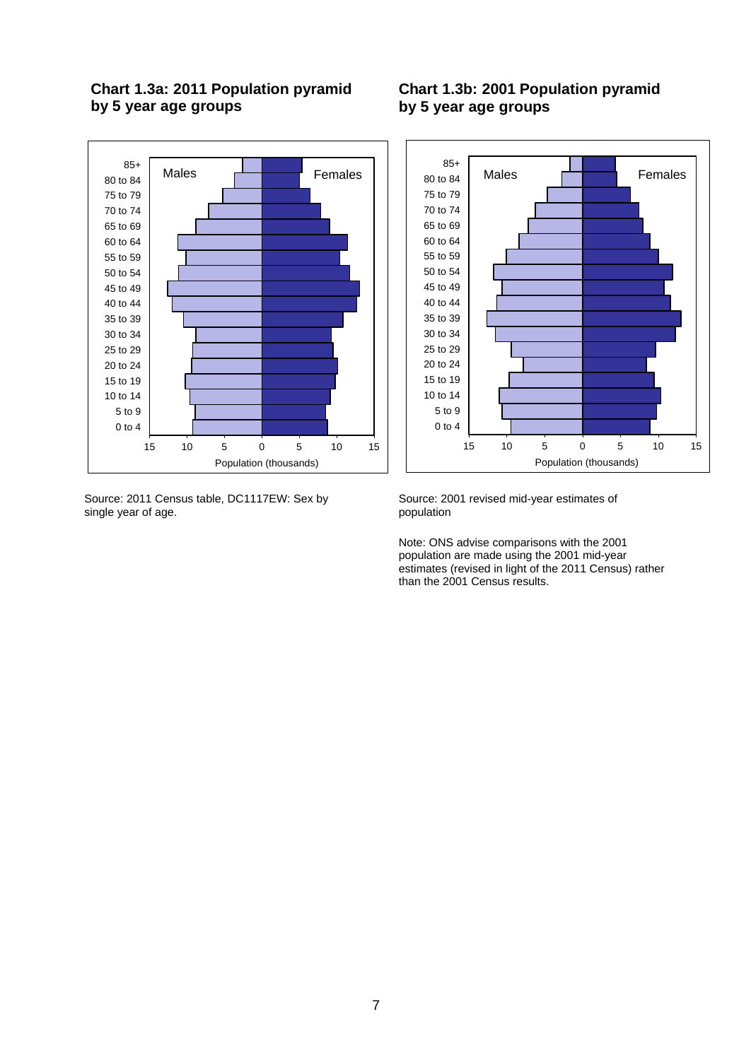### Chart 1.3a: 2011 Population pyramid by 5 year age groups

Source: 2011 Census table, DC1117EW: Sex by single year of age.

### Chart 1.3b: 2001 Population pyramid by 5 year age groups

Source: 2001 revised mid-year estimates of population

Note: ONS advise comparisons with the 2001 population are made using the 2001 mid-year estimates (revised in light of the 2011 Census) rather than the 2001 Census results.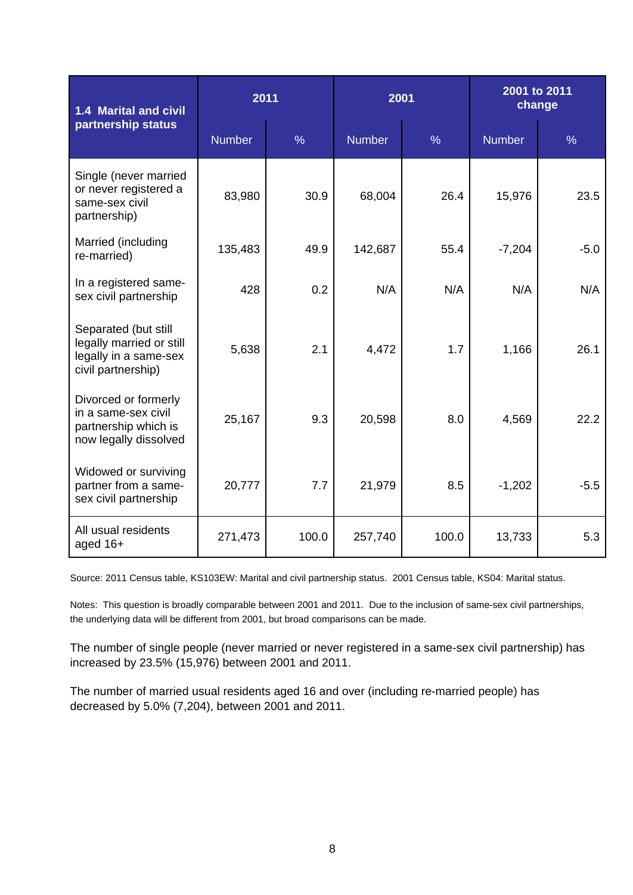| 1.4 Marital and civil partnership status | 2011 | | 2001 | | 2001 to 2011 change | |
|---|---|---|---|---|---|---|
| | Number | % | Number | % | Number | % |
| Single (never married or never registered a same-sex civil partnership) | 83,980 | 30.9 | 68,004 | 26.4 | 15,976 | 23.5 |
| Married (including re-married) | 135,483 | 49.9 | 142,687 | 55.4 | -7,204 | -5.0 |
| In a registered same-sex civil partnership | 428 | 0.2 | N/A | N/A | N/A | N/A |
| Separated (but still legally married or still legally in a same-sex civil partnership) | 5,638 | 2.1 | 4,472 | 1.7 | 1,166 | 26.1 |
| Divorced or formerly in a same-sex civil partnership which is now legally dissolved | 25,167 | 9.3 | 20,598 | 8.0 | 4,569 | 22.2 |
| Widowed or surviving partner from a same-sex civil partnership | 20,777 | 7.7 | 21,979 | 8.5 | -1,202 | -5.5 |
| All usual residents aged 16+ | 271,473 | 100.0 | 257,740 | 100.0 | 13,733 | 5.3 |

Source: 2011 Census table, KS103EW: Marital and civil partnership status. 2001 Census table, KS04: Marital status.

Notes: This question is broadly comparable between 2001 and 2011. Due to the inclusion of same-sex civil partnerships, the underlying data will be different from 2001, but broad comparisons can be made.

The number of single people (never married or never registered in a same-sex civil partnership) has increased by 23.5% (15,976) between 2001 and 2011.

The number of married usual residents aged 16 and over (including re-married people) has decreased by 5.0% (7,204), between 2001 and 2011.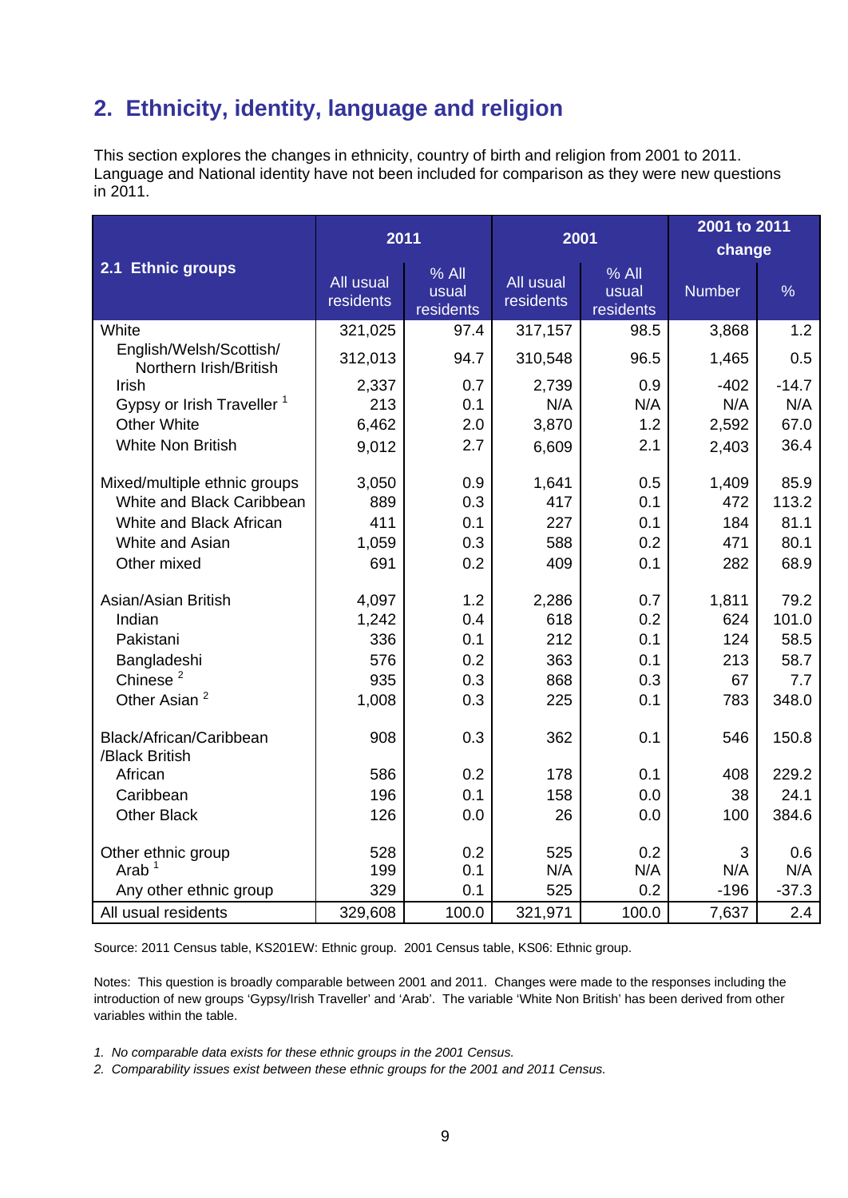## 2. Ethnicity, identity, language and religion

This section explores the changes in ethnicity, country of birth and religion from 2001 to 2011. Language and National identity have not been included for comparison as they were new questions in 2011.

| 2.1 Ethnic groups | 2011 | | 2001 | | 2001 to 2011 change | |
|---|---|---|---|---|---|---|
| | All usual residents | % All usual residents | All usual residents | % All usual residents | Number | % |
| White | 321,025 | 97.4 | 317,157 | 98.5 | 3,868 | 1.2 |
| English/Welsh/Scottish/ Northern Irish/British | 312,013 | 94.7 | 310,548 | 96.5 | 1,465 | 0.5 |
| Irish | 2,337 | 0.7 | 2,739 | 0.9 | -402 | -14.7 |
| Gypsy or Irish Traveller [1] | 213 | 0.1 | N/A | N/A | N/A | N/A |
| Other White | 6,462 | 2.0 | 3,870 | 1.2 | 2,592 | 67.0 |
| White Non British | 9,012 | 2.7 | 6,609 | 2.1 | 2,403 | 36.4 |
| Mixed/multiple ethnic groups | 3,050 | 0.9 | 1,641 | 0.5 | 1,409 | 85.9 |
| White and Black Caribbean | 889 | 0.3 | 417 | 0.1 | 472 | 113.2 |
| White and Black African | 411 | 0.1 | 227 | 0.1 | 184 | 81.1 |
| White and Asian | 1,059 | 0.3 | 588 | 0.2 | 471 | 80.1 |
| Other mixed | 691 | 0.2 | 409 | 0.1 | 282 | 68.9 |
| Asian/Asian British | 4,097 | 1.2 | 2,286 | 0.7 | 1,811 | 79.2 |
| Indian | 1,242 | 0.4 | 618 | 0.2 | 624 | 101.0 |
| Pakistani | 336 | 0.1 | 212 | 0.1 | 124 | 58.5 |
| Bangladeshi | 576 | 0.2 | 363 | 0.1 | 213 | 58.7 |
| Chinese [2] | 935 | 0.3 | 868 | 0.3 | 67 | 7.7 |
| Other Asian [2] | 1,008 | 0.3 | 225 | 0.1 | 783 | 348.0 |
| Black/African/Caribbean /Black British | 908 | 0.3 | 362 | 0.1 | 546 | 150.8 |
| African | 586 | 0.2 | 178 | 0.1 | 408 | 229.2 |
| Caribbean | 196 | 0.1 | 158 | 0.0 | 38 | 24.1 |
| Other Black | 126 | 0.0 | 26 | 0.0 | 100 | 384.6 |
| Other ethnic group | 528 | 0.2 | 525 | 0.2 | 3 | 0.6 |
| Arab [1] | 199 | 0.1 | N/A | N/A | N/A | N/A |
| Any other ethnic group | 329 | 0.1 | 525 | 0.2 | -196 | -37.3 |
| All usual residents | 329,608 | 100.0 | 321,971 | 100.0 | 7,637 | 2.4 |

Source: 2011 Census table, KS201EW: Ethnic group. 2001 Census table, KS06: Ethnic group.

Notes: This question is broadly comparable between 2001 and 2011. Changes were made to the responses including the introduction of new groups 'Gypsy/Irish Traveller' and 'Arab'. The variable 'White Non British' has been derived from other variables within the table.

*1. No comparable data exists for these ethnic groups in the 2001 Census.*

*2. Comparability issues exist between these ethnic groups for the 2001 and 2011 Census.*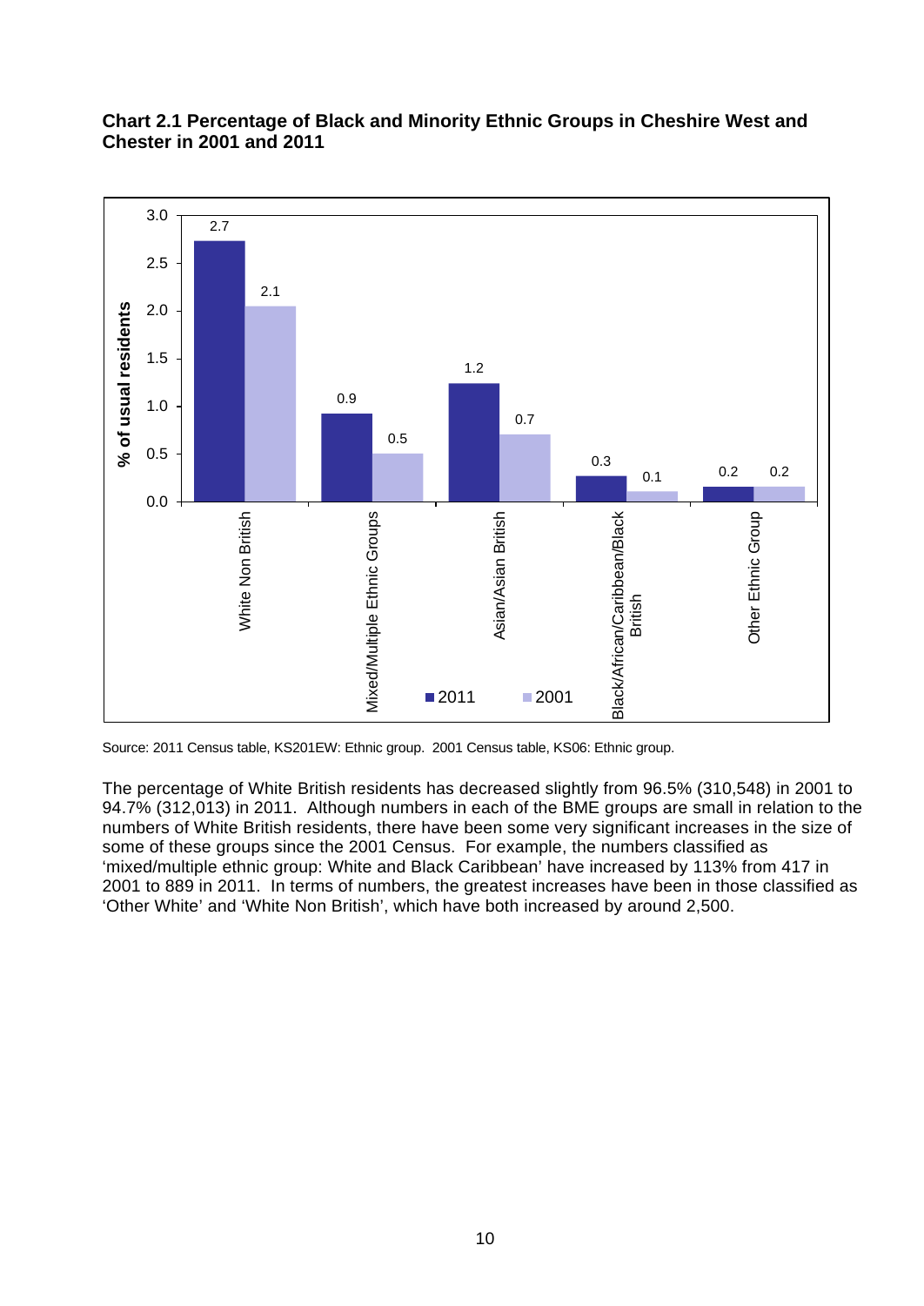**Chart 2.1 Percentage of Black and Minority Ethnic Groups in Cheshire West and Chester in 2001 and 2011**

| % of usual residents | 2011 | 2001 |
|---|---|---|
| White Non British | 2.7 | 2.1 |
| Mixed/Multiple Ethnic Groups | 0.9 | 0.5 |
| Asian/Asian British | 1.2 | 0.7 |
| Black/African/Caribbean/Black British | 0.3 | 0.1 |
| Other Ethnic Group | 0.2 | 0.2 |

Source: 2011 Census table, KS201EW: Ethnic group. 2001 Census table, KS06: Ethnic group.

The percentage of White British residents has decreased slightly from 96.5% (310,548) in 2001 to 94.7% (312,013) in 2011. Although numbers in each of the BME groups are small in relation to the numbers of White British residents, there have been some very significant increases in the size of some of these groups since the 2001 Census. For example, the numbers classified as 'mixed/multiple ethnic group: White and Black Caribbean' have increased by 113% from 417 in 2001 to 889 in 2011. In terms of numbers, the greatest increases have been in those classified as 'Other White' and 'White Non British', which have both increased by around 2,500.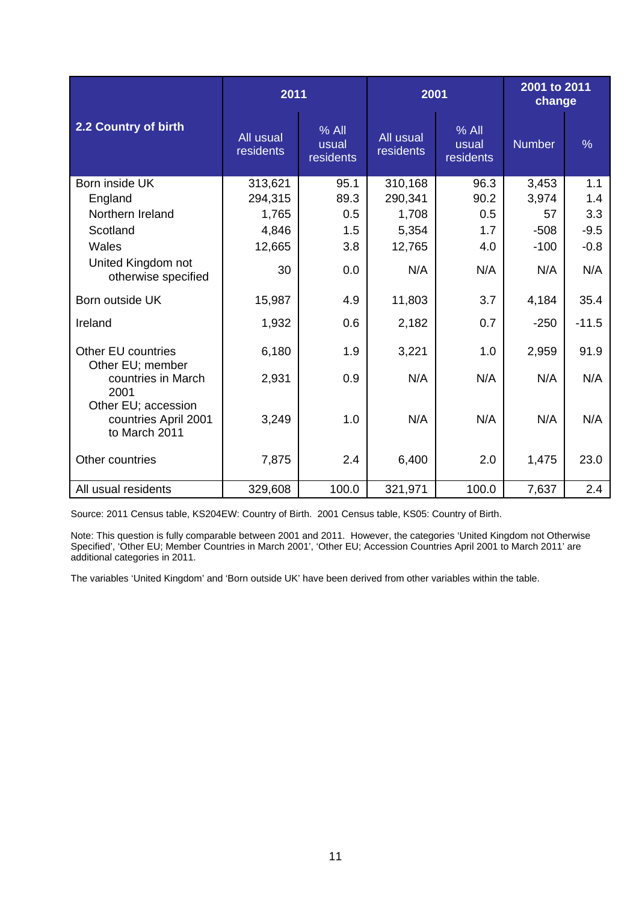| 2.2 Country of birth | 2011 | | 2001 | | 2001 to 2011 change | |
|---|---|---|---|---|---|---|
| | All usual residents | % All usual residents | All usual residents | % All usual residents | Number | % |
| Born inside UK | 313,621 | 95.1 | 310,168 | 96.3 | 3,453 | 1.1 |
| England | 294,315 | 89.3 | 290,341 | 90.2 | 3,974 | 1.4 |
| Northern Ireland | 1,765 | 0.5 | 1,708 | 0.5 | 57 | 3.3 |
| Scotland | 4,846 | 1.5 | 5,354 | 1.7 | -508 | -9.5 |
| Wales | 12,665 | 3.8 | 12,765 | 4.0 | -100 | -0.8 |
| United Kingdom not otherwise specified | 30 | 0.0 | N/A | N/A | N/A | N/A |
| Born outside UK | 15,987 | 4.9 | 11,803 | 3.7 | 4,184 | 35.4 |
| Ireland | 1,932 | 0.6 | 2,182 | 0.7 | -250 | -11.5 |
| Other EU countries | 6,180 | 1.9 | 3,221 | 1.0 | 2,959 | 91.9 |
| Other EU; member countries in March 2001 | 2,931 | 0.9 | N/A | N/A | N/A | N/A |
| Other EU; accession countries April 2001 to March 2011 | 3,249 | 1.0 | N/A | N/A | N/A | N/A |
| Other countries | 7,875 | 2.4 | 6,400 | 2.0 | 1,475 | 23.0 |
| All usual residents | 329,608 | 100.0 | 321,971 | 100.0 | 7,637 | 2.4 |

Source: 2011 Census table, KS204EW: Country of Birth. 2001 Census table, KS05: Country of Birth.

Note: This question is fully comparable between 2001 and 2011. However, the categories 'United Kingdom not Otherwise Specified', 'Other EU; Member Countries in March 2001', 'Other EU; Accession Countries April 2001 to March 2011' are additional categories in 2011.

The variables 'United Kingdom' and 'Born outside UK' have been derived from other variables within the table.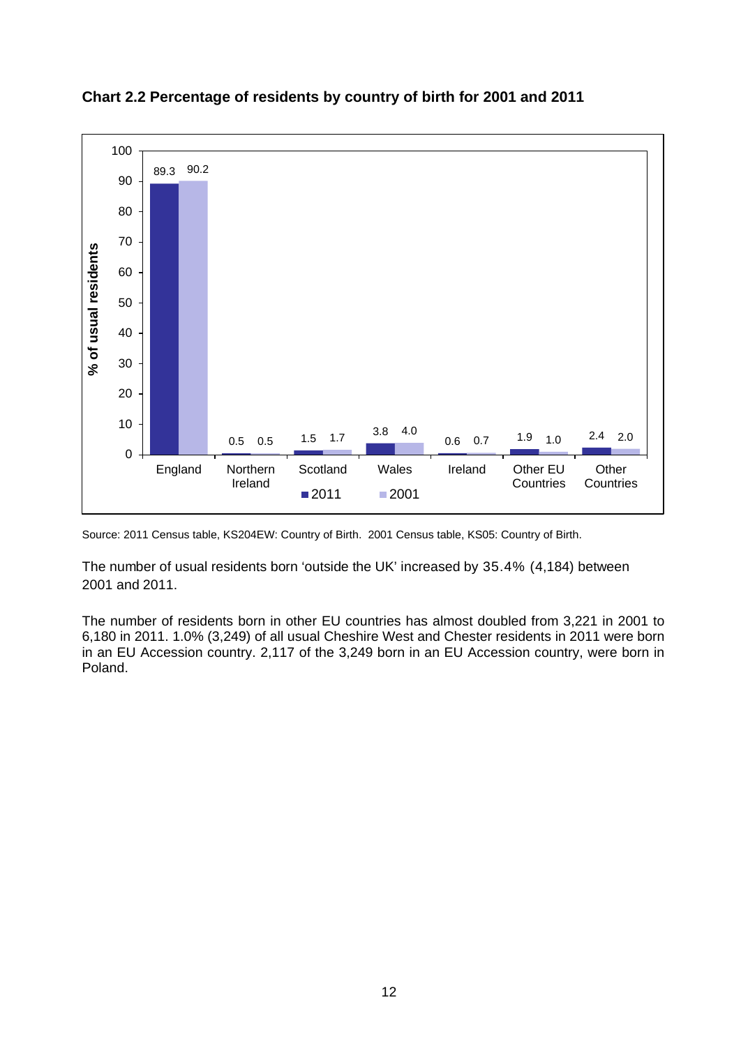**Chart 2.2 Percentage of residents by country of birth for 2001 and 2011**

| Country of birth | 2011 | 2001 |
|---|---|---|
| England | 89.3 | 90.2 |
| Northern Ireland | 0.5 | 0.5 |
| Scotland | 1.5 | 1.7 |
| Wales | 3.8 | 4.0 |
| Ireland | 0.6 | 0.7 |
| Other EU Countries | 1.9 | 1.0 |
| Other Countries | 2.4 | 2.0 |

Source: 2011 Census table, KS204EW: Country of Birth. 2001 Census table, KS05: Country of Birth.

The number of usual residents born 'outside the UK' increased by 35.4% (4,184) between 2001 and 2011.

The number of residents born in other EU countries has almost doubled from 3,221 in 2001 to 6,180 in 2011. 1.0% (3,249) of all usual Cheshire West and Chester residents in 2011 were born in an EU Accession country. 2,117 of the 3,249 born in an EU Accession country, were born in Poland.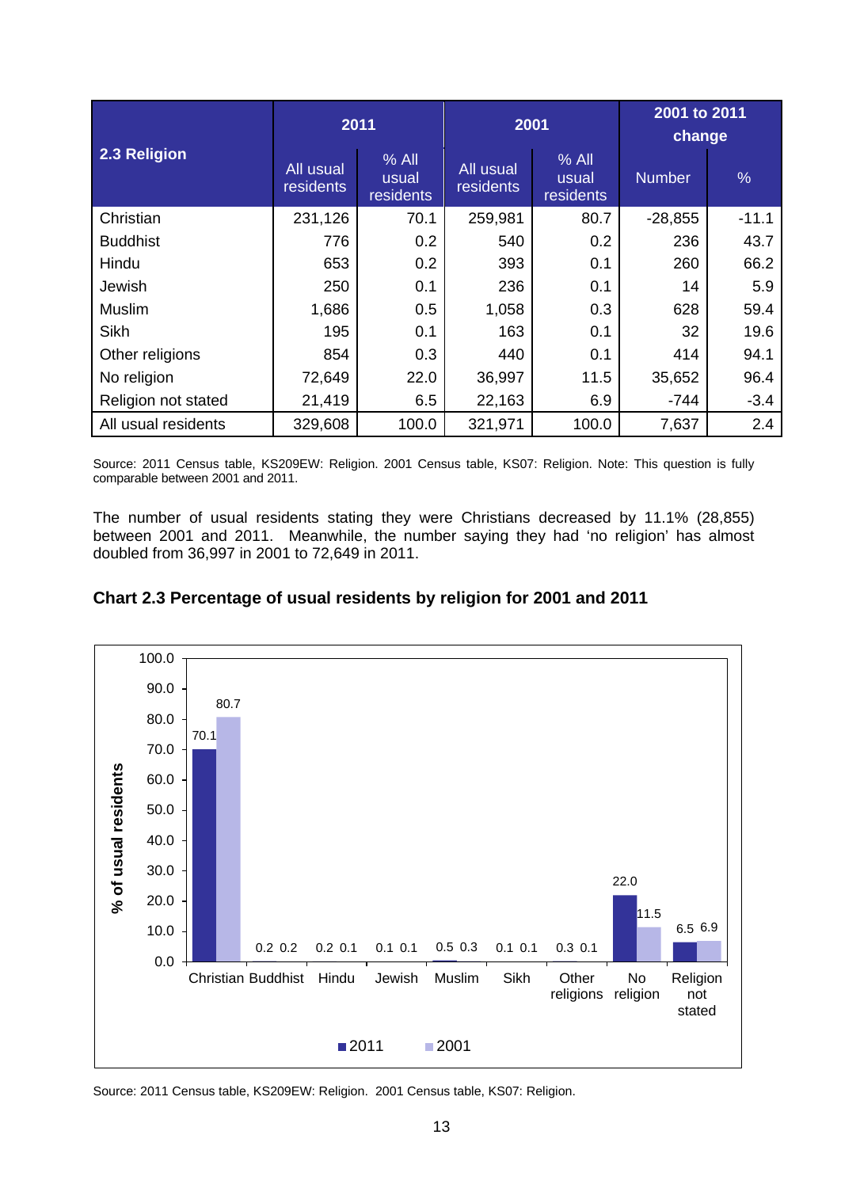| 2.3 Religion | 2011 | | 2001 | | 2001 to 2011 change | |
|---|---|---|---|---|---|---|
| | All usual residents | % All usual residents | All usual residents | % All usual residents | Number | % |
| Christian | 231,126 | 70.1 | 259,981 | 80.7 | -28,855 | -11.1 |
| Buddhist | 776 | 0.2 | 540 | 0.2 | 236 | 43.7 |
| Hindu | 653 | 0.2 | 393 | 0.1 | 260 | 66.2 |
| Jewish | 250 | 0.1 | 236 | 0.1 | 14 | 5.9 |
| Muslim | 1,686 | 0.5 | 1,058 | 0.3 | 628 | 59.4 |
| Sikh | 195 | 0.1 | 163 | 0.1 | 32 | 19.6 |
| Other religions | 854 | 0.3 | 440 | 0.1 | 414 | 94.1 |
| No religion | 72,649 | 22.0 | 36,997 | 11.5 | 35,652 | 96.4 |
| Religion not stated | 21,419 | 6.5 | 22,163 | 6.9 | -744 | -3.4 |
| All usual residents | 329,608 | 100.0 | 321,971 | 100.0 | 7,637 | 2.4 |

Source: 2011 Census table, KS209EW: Religion. 2001 Census table, KS07: Religion. Note: This question is fully comparable between 2001 and 2011.

The number of usual residents stating they were Christians decreased by 11.1% (28,855) between 2001 and 2011. Meanwhile, the number saying they had 'no religion' has almost doubled from 36,997 in 2001 to 72,649 in 2011.

**Chart 2.3 Percentage of usual residents by religion for 2001 and 2011**

| Religion | 2011 | 2001 |
|---|---|---|
| Christian | 70.1 | 80.7 |
| Buddhist | 0.2 | 0.2 |
| Hindu | 0.2 | 0.1 |
| Jewish | 0.1 | 0.1 |
| Muslim | 0.5 | 0.3 |
| Sikh | 0.1 | 0.1 |
| Other religions | 0.3 | 0.1 |
| No religion | 22.0 | 11.5 |
| Religion not stated | 6.5 | 6.9 |

Source: 2011 Census table, KS209EW: Religion. 2001 Census table, KS07: Religion.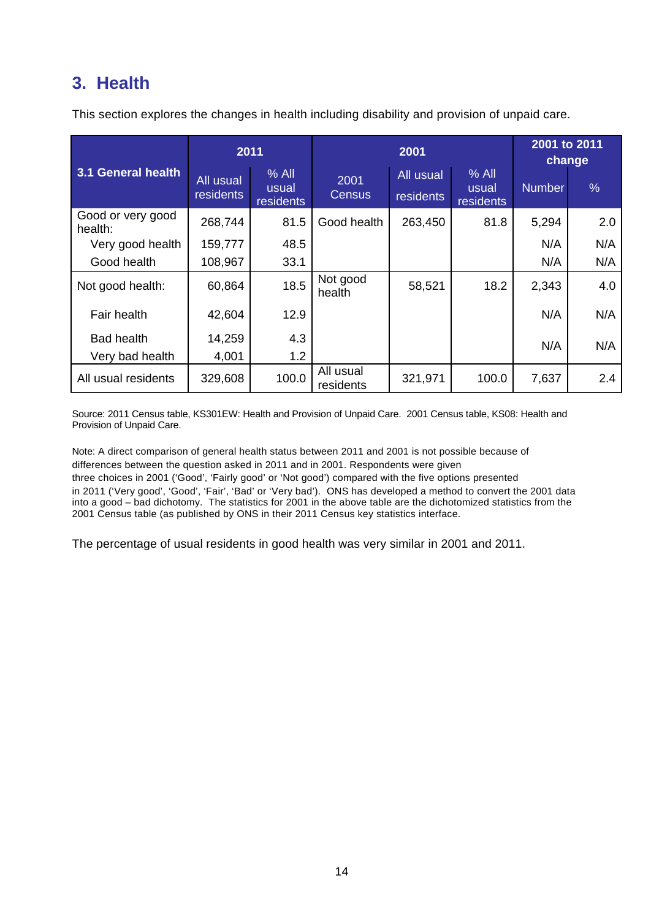## 3. Health

This section explores the changes in health including disability and provision of unpaid care.

| 3.1 General health | 2011 | | 2001 | | | 2001 to 2011 change | |
|---|---|---|---|---|---|---|---|
| | All usual residents | % All usual residents | 2001 Census | All usual residents | % All usual residents | Number | % |
| Good or very good health: | 268,744 | 81.5 | Good health | 263,450 | 81.8 | 5,294 | 2.0 |
| Very good health | 159,777 | 48.5 | | | | N/A | N/A |
| Good health | 108,967 | 33.1 | | | | N/A | N/A |
| Not good health: | 60,864 | 18.5 | Not good health | 58,521 | 18.2 | 2,343 | 4.0 |
| Fair health | 42,604 | 12.9 | | | | N/A | N/A |
| Bad health | 14,259 | 4.3 | | | | N/A | N/A |
| Very bad health | 4,001 | 1.2 | | | | | |
| All usual residents | 329,608 | 100.0 | All usual residents | 321,971 | 100.0 | 7,637 | 2.4 |

Source: 2011 Census table, KS301EW: Health and Provision of Unpaid Care. 2001 Census table, KS08: Health and Provision of Unpaid Care.

Note: A direct comparison of general health status between 2011 and 2001 is not possible because of differences between the question asked in 2011 and in 2001. Respondents were given three choices in 2001 ('Good', 'Fairly good' or 'Not good') compared with the five options presented in 2011 ('Very good', 'Good', 'Fair', 'Bad' or 'Very bad'). ONS has developed a method to convert the 2001 data into a good – bad dichotomy. The statistics for 2001 in the above table are the dichotomized statistics from the 2001 Census table (as published by ONS in their 2011 Census key statistics interface.

The percentage of usual residents in good health was very similar in 2001 and 2011.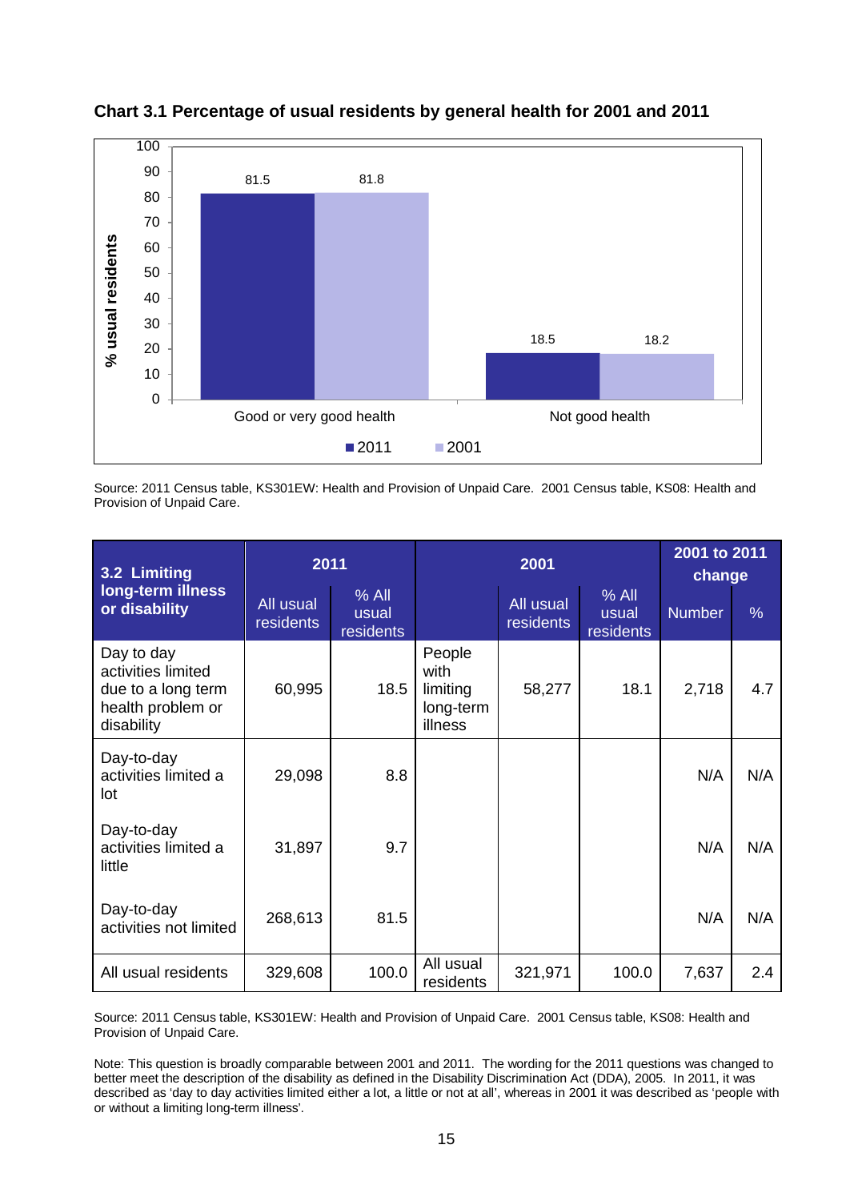**Chart 3.1 Percentage of usual residents by general health for 2001 and 2011**

| % usual residents | 2011 | 2001 |
|---|---|---|
| Good or very good health | 81.5 | 81.8 |
| Not good health | 18.5 | 18.2 |

Source: 2011 Census table, KS301EW: Health and Provision of Unpaid Care. 2001 Census table, KS08: Health and Provision of Unpaid Care.

| 3.2 Limiting long-term illness or disability | 2011 | | 2001 | | | 2001 to 2011 change | |
|---|---|---|---|---|---|---|---|
| | All usual residents | % All usual residents | | All usual residents | % All usual residents | Number | % |
| Day to day activities limited due to a long term health problem or disability | 60,995 | 18.5 | People with limiting long-term illness | 58,277 | 18.1 | 2,718 | 4.7 |
| Day-to-day activities limited a lot | 29,098 | 8.8 | | | | N/A | N/A |
| Day-to-day activities limited a little | 31,897 | 9.7 | | | | N/A | N/A |
| Day-to-day activities not limited | 268,613 | 81.5 | | | | N/A | N/A |
| All usual residents | 329,608 | 100.0 | All usual residents | 321,971 | 100.0 | 7,637 | 2.4 |

Source: 2011 Census table, KS301EW: Health and Provision of Unpaid Care. 2001 Census table, KS08: Health and Provision of Unpaid Care.

Note: This question is broadly comparable between 2001 and 2011. The wording for the 2011 questions was changed to better meet the description of the disability as defined in the Disability Discrimination Act (DDA), 2005. In 2011, it was described as 'day to day activities limited either a lot, a little or not at all', whereas in 2001 it was described as 'people with or without a limiting long-term illness'.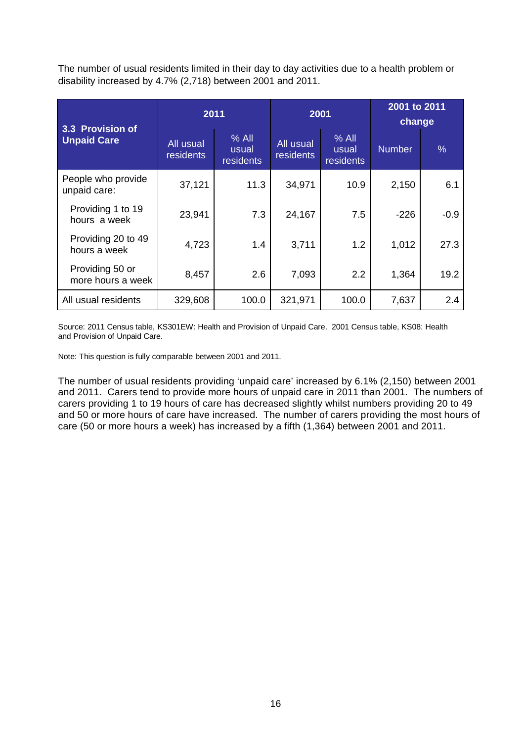The number of usual residents limited in their day to day activities due to a health problem or disability increased by 4.7% (2,718) between 2001 and 2011.

| **3.3 Provision of Unpaid Care** | **2011** | | **2001** | | **2001 to 2011 change** | |
|---|---|---|---|---|---|---|
| | All usual residents | % All usual residents | All usual residents | % All usual residents | Number | % |
| People who provide unpaid care: | 37,121 | 11.3 | 34,971 | 10.9 | 2,150 | 6.1 |
| Providing 1 to 19 hours a week | 23,941 | 7.3 | 24,167 | 7.5 | -226 | -0.9 |
| Providing 20 to 49 hours a week | 4,723 | 1.4 | 3,711 | 1.2 | 1,012 | 27.3 |
| Providing 50 or more hours a week | 8,457 | 2.6 | 7,093 | 2.2 | 1,364 | 19.2 |
| All usual residents | 329,608 | 100.0 | 321,971 | 100.0 | 7,637 | 2.4 |

Source: 2011 Census table, KS301EW: Health and Provision of Unpaid Care. 2001 Census table, KS08: Health and Provision of Unpaid Care.

Note: This question is fully comparable between 2001 and 2011.

The number of usual residents providing 'unpaid care' increased by 6.1% (2,150) between 2001 and 2011. Carers tend to provide more hours of unpaid care in 2011 than 2001. The numbers of carers providing 1 to 19 hours of care has decreased slightly whilst numbers providing 20 to 49 and 50 or more hours of care have increased. The number of carers providing the most hours of care (50 or more hours a week) has increased by a fifth (1,364) between 2001 and 2011.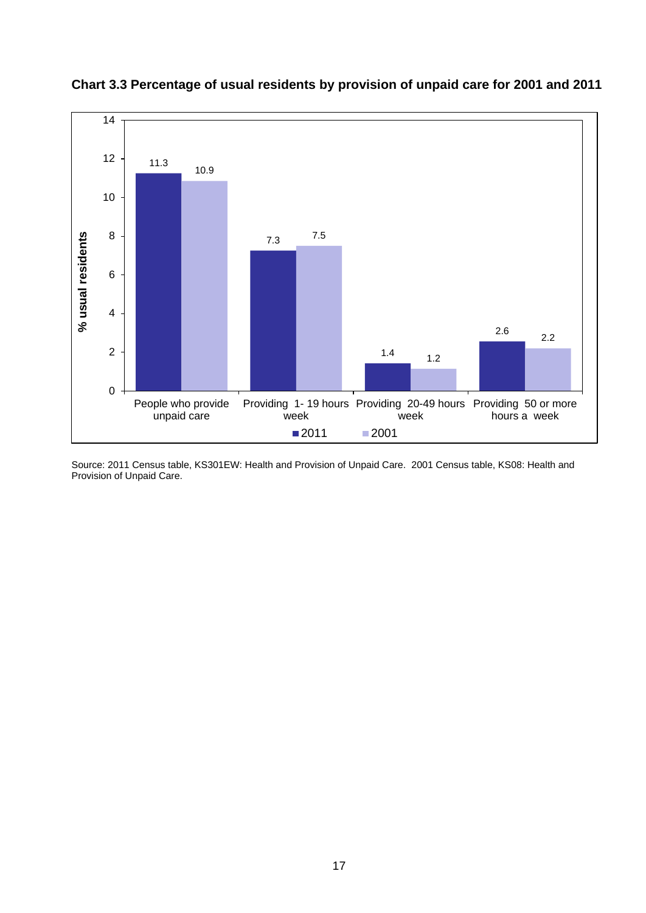**Chart 3.3 Percentage of usual residents by provision of unpaid care for 2001 and 2011**

| | 2011 | 2001 |
|---|---|---|
| People who provide unpaid care | 11.3 | 10.9 |
| Providing 1- 19 hours week | 7.3 | 7.5 |
| Providing 20-49 hours week | 1.4 | 1.2 |
| Providing 50 or more hours a week | 2.6 | 2.2 |

Source: 2011 Census table, KS301EW: Health and Provision of Unpaid Care. 2001 Census table, KS08: Health and Provision of Unpaid Care.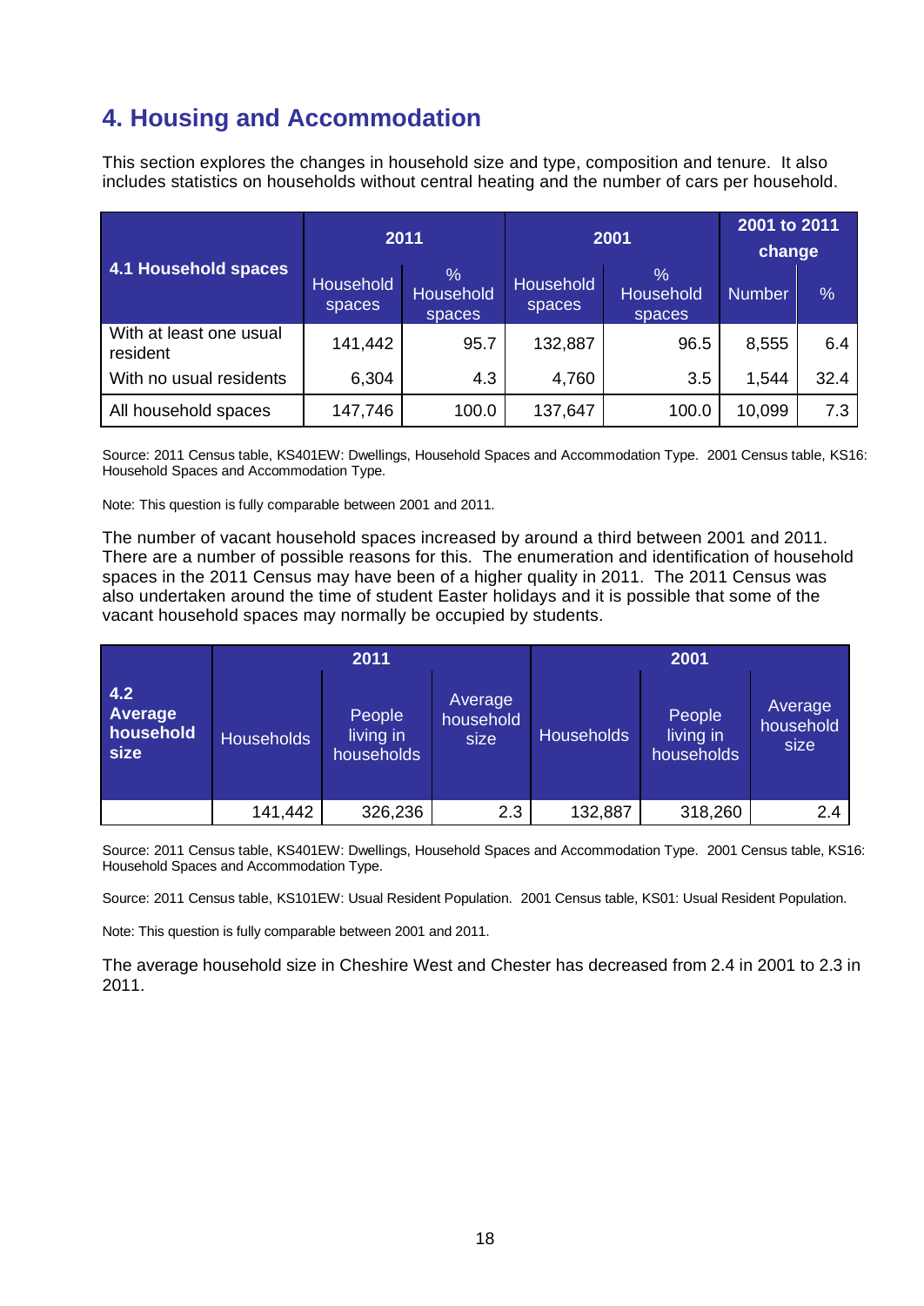# 4. Housing and Accommodation

This section explores the changes in household size and type, composition and tenure. It also includes statistics on households without central heating and the number of cars per household.

| 4.1 Household spaces | 2011 | | 2001 | | 2001 to 2011 change | |
|---|---|---|---|---|---|---|
| | Household spaces | % Household spaces | Household spaces | % Household spaces | Number | % |
| With at least one usual resident | 141,442 | 95.7 | 132,887 | 96.5 | 8,555 | 6.4 |
| With no usual residents | 6,304 | 4.3 | 4,760 | 3.5 | 1,544 | 32.4 |
| All household spaces | 147,746 | 100.0 | 137,647 | 100.0 | 10,099 | 7.3 |

Source: 2011 Census table, KS401EW: Dwellings, Household Spaces and Accommodation Type. 2001 Census table, KS16: Household Spaces and Accommodation Type.

Note: This question is fully comparable between 2001 and 2011.

The number of vacant household spaces increased by around a third between 2001 and 2011. There are a number of possible reasons for this. The enumeration and identification of household spaces in the 2011 Census may have been of a higher quality in 2011. The 2011 Census was also undertaken around the time of student Easter holidays and it is possible that some of the vacant household spaces may normally be occupied by students.

| 4.2 Average household size | 2011 | | | 2001 | | |
|---|---|---|---|---|---|---|
| | Households | People living in households | Average household size | Households | People living in households | Average household size |
| | 141,442 | 326,236 | 2.3 | 132,887 | 318,260 | 2.4 |

Source: 2011 Census table, KS401EW: Dwellings, Household Spaces and Accommodation Type. 2001 Census table, KS16: Household Spaces and Accommodation Type.

Source: 2011 Census table, KS101EW: Usual Resident Population. 2001 Census table, KS01: Usual Resident Population.

Note: This question is fully comparable between 2001 and 2011.

The average household size in Cheshire West and Chester has decreased from 2.4 in 2001 to 2.3 in 2011.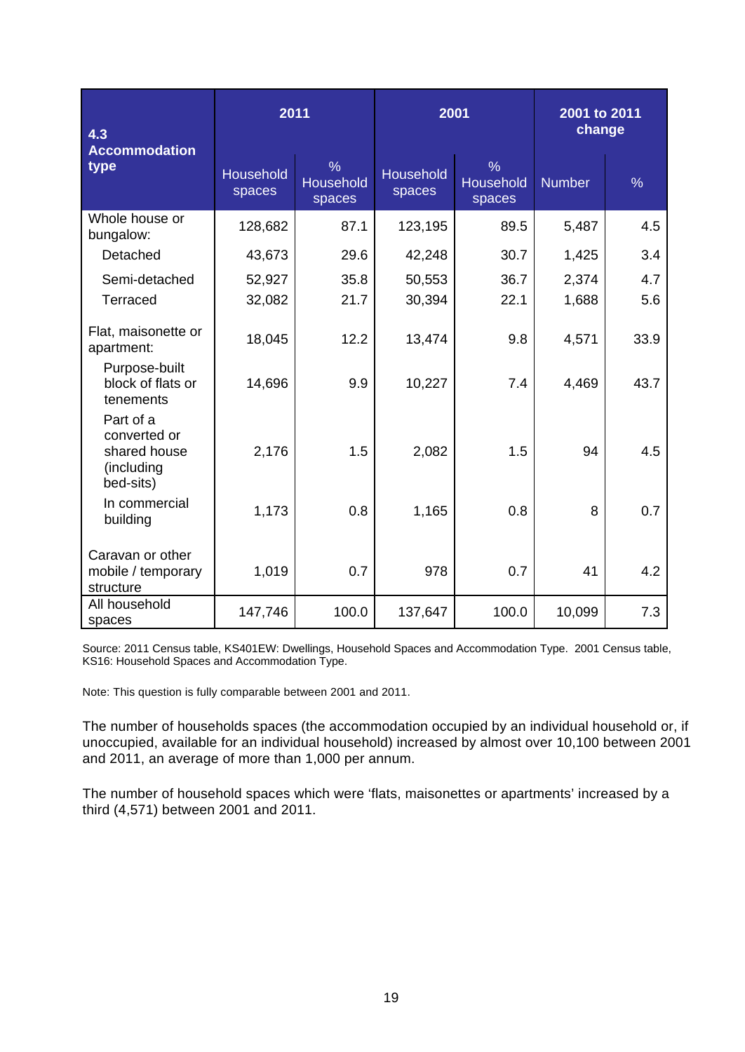| 4.3 Accommodation type | 2011 | | 2001 | | 2001 to 2011 change | |
|---|---|---|---|---|---|---|
| | Household spaces | % Household spaces | Household spaces | % Household spaces | Number | % |
| Whole house or bungalow: | 128,682 | 87.1 | 123,195 | 89.5 | 5,487 | 4.5 |
| Detached | 43,673 | 29.6 | 42,248 | 30.7 | 1,425 | 3.4 |
| Semi-detached | 52,927 | 35.8 | 50,553 | 36.7 | 2,374 | 4.7 |
| Terraced | 32,082 | 21.7 | 30,394 | 22.1 | 1,688 | 5.6 |
| Flat, maisonette or apartment: | 18,045 | 12.2 | 13,474 | 9.8 | 4,571 | 33.9 |
| Purpose-built block of flats or tenements | 14,696 | 9.9 | 10,227 | 7.4 | 4,469 | 43.7 |
| Part of a converted or shared house (including bed-sits) | 2,176 | 1.5 | 2,082 | 1.5 | 94 | 4.5 |
| In commercial building | 1,173 | 0.8 | 1,165 | 0.8 | 8 | 0.7 |
| Caravan or other mobile / temporary structure | 1,019 | 0.7 | 978 | 0.7 | 41 | 4.2 |
| All household spaces | 147,746 | 100.0 | 137,647 | 100.0 | 10,099 | 7.3 |

Source: 2011 Census table, KS401EW: Dwellings, Household Spaces and Accommodation Type. 2001 Census table, KS16: Household Spaces and Accommodation Type.

Note: This question is fully comparable between 2001 and 2011.

The number of households spaces (the accommodation occupied by an individual household or, if unoccupied, available for an individual household) increased by almost over 10,100 between 2001 and 2011, an average of more than 1,000 per annum.

The number of household spaces which were 'flats, maisonettes or apartments' increased by a third (4,571) between 2001 and 2011.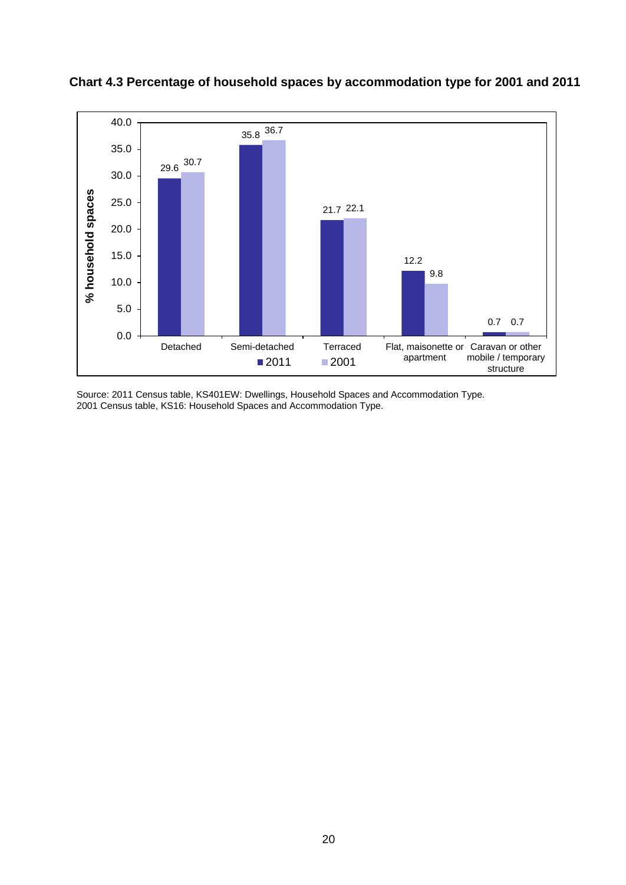**Chart 4.3 Percentage of household spaces by accommodation type for 2001 and 2011**

| Accommodation type | 2011 | 2001 |
|---|---|---|
| Detached | 29.6 | 30.7 |
| Semi-detached | 35.8 | 36.7 |
| Terraced | 21.7 | 22.1 |
| Flat, maisonette or apartment | 12.2 | 9.8 |
| Caravan or other mobile / temporary structure | 0.7 | 0.7 |

Source: 2011 Census table, KS401EW: Dwellings, Household Spaces and Accommodation Type.
2001 Census table, KS16: Household Spaces and Accommodation Type.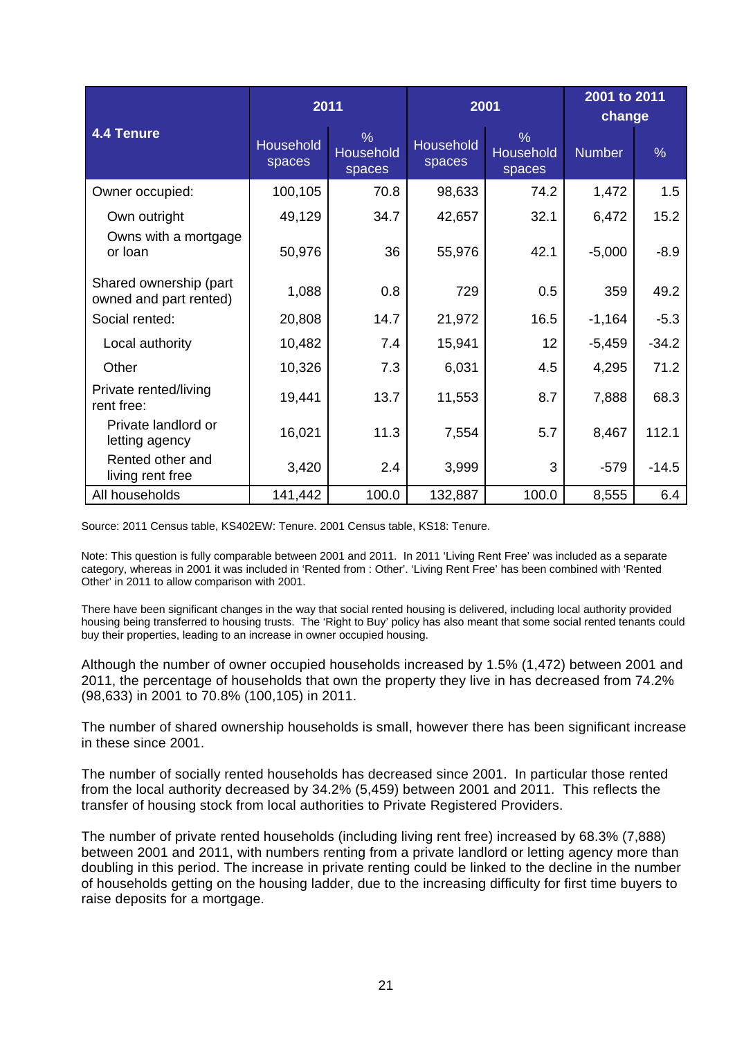| 4.4 Tenure | 2011 | | 2001 | | 2001 to 2011 change | |
|---|---|---|---|---|---|---|
| | Household spaces | % Household spaces | Household spaces | % Household spaces | Number | % |
| Owner occupied: | 100,105 | 70.8 | 98,633 | 74.2 | 1,472 | 1.5 |
| Own outright | 49,129 | 34.7 | 42,657 | 32.1 | 6,472 | 15.2 |
| Owns with a mortgage or loan | 50,976 | 36 | 55,976 | 42.1 | -5,000 | -8.9 |
| Shared ownership (part owned and part rented) | 1,088 | 0.8 | 729 | 0.5 | 359 | 49.2 |
| Social rented: | 20,808 | 14.7 | 21,972 | 16.5 | -1,164 | -5.3 |
| Local authority | 10,482 | 7.4 | 15,941 | 12 | -5,459 | -34.2 |
| Other | 10,326 | 7.3 | 6,031 | 4.5 | 4,295 | 71.2 |
| Private rented/living rent free: | 19,441 | 13.7 | 11,553 | 8.7 | 7,888 | 68.3 |
| Private landlord or letting agency | 16,021 | 11.3 | 7,554 | 5.7 | 8,467 | 112.1 |
| Rented other and living rent free | 3,420 | 2.4 | 3,999 | 3 | -579 | -14.5 |
| All households | 141,442 | 100.0 | 132,887 | 100.0 | 8,555 | 6.4 |

Source: 2011 Census table, KS402EW: Tenure. 2001 Census table, KS18: Tenure.

Note: This question is fully comparable between 2001 and 2011. In 2011 'Living Rent Free' was included as a separate category, whereas in 2001 it was included in 'Rented from : Other'. 'Living Rent Free' has been combined with 'Rented Other' in 2011 to allow comparison with 2001.

There have been significant changes in the way that social rented housing is delivered, including local authority provided housing being transferred to housing trusts. The 'Right to Buy' policy has also meant that some social rented tenants could buy their properties, leading to an increase in owner occupied housing.

Although the number of owner occupied households increased by 1.5% (1,472) between 2001 and 2011, the percentage of households that own the property they live in has decreased from 74.2% (98,633) in 2001 to 70.8% (100,105) in 2011.

The number of shared ownership households is small, however there has been significant increase in these since 2001.

The number of socially rented households has decreased since 2001. In particular those rented from the local authority decreased by 34.2% (5,459) between 2001 and 2011. This reflects the transfer of housing stock from local authorities to Private Registered Providers.

The number of private rented households (including living rent free) increased by 68.3% (7,888) between 2001 and 2011, with numbers renting from a private landlord or letting agency more than doubling in this period. The increase in private renting could be linked to the decline in the number of households getting on the housing ladder, due to the increasing difficulty for first time buyers to raise deposits for a mortgage.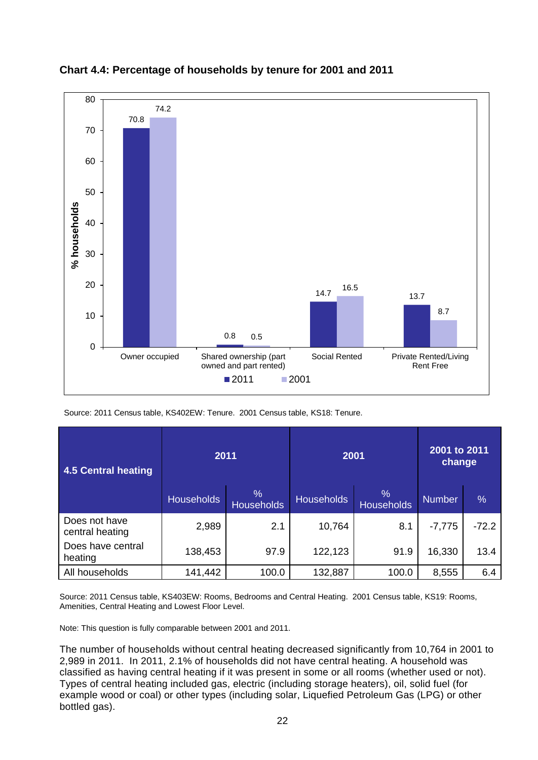**Chart 4.4: Percentage of households by tenure for 2001 and 2011**

| Tenure | 2011 | 2001 |
|---|---|---|
| Owner occupied | 70.8 | 74.2 |
| Shared ownership (part owned and part rented) | 0.8 | 0.5 |
| Social Rented | 14.7 | 16.5 |
| Private Rented/Living Rent Free | 13.7 | 8.7 |

Source: 2011 Census table, KS402EW: Tenure. 2001 Census table, KS18: Tenure.

| 4.5 Central heating | 2011 | | 2001 | | 2001 to 2011 change | |
|---|---|---|---|---|---|---|
| | Households | % Households | Households | % Households | Number | % |
| Does not have central heating | 2,989 | 2.1 | 10,764 | 8.1 | -7,775 | -72.2 |
| Does have central heating | 138,453 | 97.9 | 122,123 | 91.9 | 16,330 | 13.4 |
| All households | 141,442 | 100.0 | 132,887 | 100.0 | 8,555 | 6.4 |

Source: 2011 Census table, KS403EW: Rooms, Bedrooms and Central Heating. 2001 Census table, KS19: Rooms, Amenities, Central Heating and Lowest Floor Level.

Note: This question is fully comparable between 2001 and 2011.

The number of households without central heating decreased significantly from 10,764 in 2001 to 2,989 in 2011. In 2011, 2.1% of households did not have central heating. A household was classified as having central heating if it was present in some or all rooms (whether used or not). Types of central heating included gas, electric (including storage heaters), oil, solid fuel (for example wood or coal) or other types (including solar, Liquefied Petroleum Gas (LPG) or other bottled gas).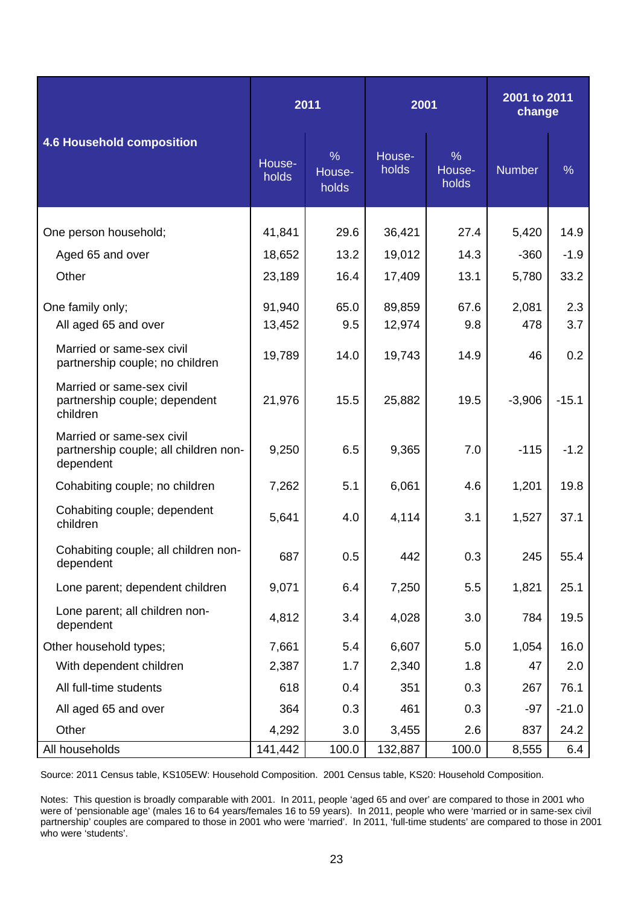| 4.6 Household composition | 2011 | | 2001 | | 2001 to 2011 change | |
|---|---|---|---|---|---|---|
| | House-holds | % House-holds | House-holds | % House-holds | Number | % |
| One person household; | 41,841 | 29.6 | 36,421 | 27.4 | 5,420 | 14.9 |
| Aged 65 and over | 18,652 | 13.2 | 19,012 | 14.3 | -360 | -1.9 |
| Other | 23,189 | 16.4 | 17,409 | 13.1 | 5,780 | 33.2 |
| One family only; | 91,940 | 65.0 | 89,859 | 67.6 | 2,081 | 2.3 |
| All aged 65 and over | 13,452 | 9.5 | 12,974 | 9.8 | 478 | 3.7 |
| Married or same-sex civil partnership couple; no children | 19,789 | 14.0 | 19,743 | 14.9 | 46 | 0.2 |
| Married or same-sex civil partnership couple; dependent children | 21,976 | 15.5 | 25,882 | 19.5 | -3,906 | -15.1 |
| Married or same-sex civil partnership couple; all children non-dependent | 9,250 | 6.5 | 9,365 | 7.0 | -115 | -1.2 |
| Cohabiting couple; no children | 7,262 | 5.1 | 6,061 | 4.6 | 1,201 | 19.8 |
| Cohabiting couple; dependent children | 5,641 | 4.0 | 4,114 | 3.1 | 1,527 | 37.1 |
| Cohabiting couple; all children non-dependent | 687 | 0.5 | 442 | 0.3 | 245 | 55.4 |
| Lone parent; dependent children | 9,071 | 6.4 | 7,250 | 5.5 | 1,821 | 25.1 |
| Lone parent; all children non-dependent | 4,812 | 3.4 | 4,028 | 3.0 | 784 | 19.5 |
| Other household types; | 7,661 | 5.4 | 6,607 | 5.0 | 1,054 | 16.0 |
| With dependent children | 2,387 | 1.7 | 2,340 | 1.8 | 47 | 2.0 |
| All full-time students | 618 | 0.4 | 351 | 0.3 | 267 | 76.1 |
| All aged 65 and over | 364 | 0.3 | 461 | 0.3 | -97 | -21.0 |
| Other | 4,292 | 3.0 | 3,455 | 2.6 | 837 | 24.2 |
| All households | 141,442 | 100.0 | 132,887 | 100.0 | 8,555 | 6.4 |

Source: 2011 Census table, KS105EW: Household Composition. 2001 Census table, KS20: Household Composition.

Notes: This question is broadly comparable with 2001. In 2011, people 'aged 65 and over' are compared to those in 2001 who were of 'pensionable age' (males 16 to 64 years/females 16 to 59 years). In 2011, people who were 'married or in same-sex civil partnership' couples are compared to those in 2001 who were 'married'. In 2011, 'full-time students' are compared to those in 2001 who were 'students'.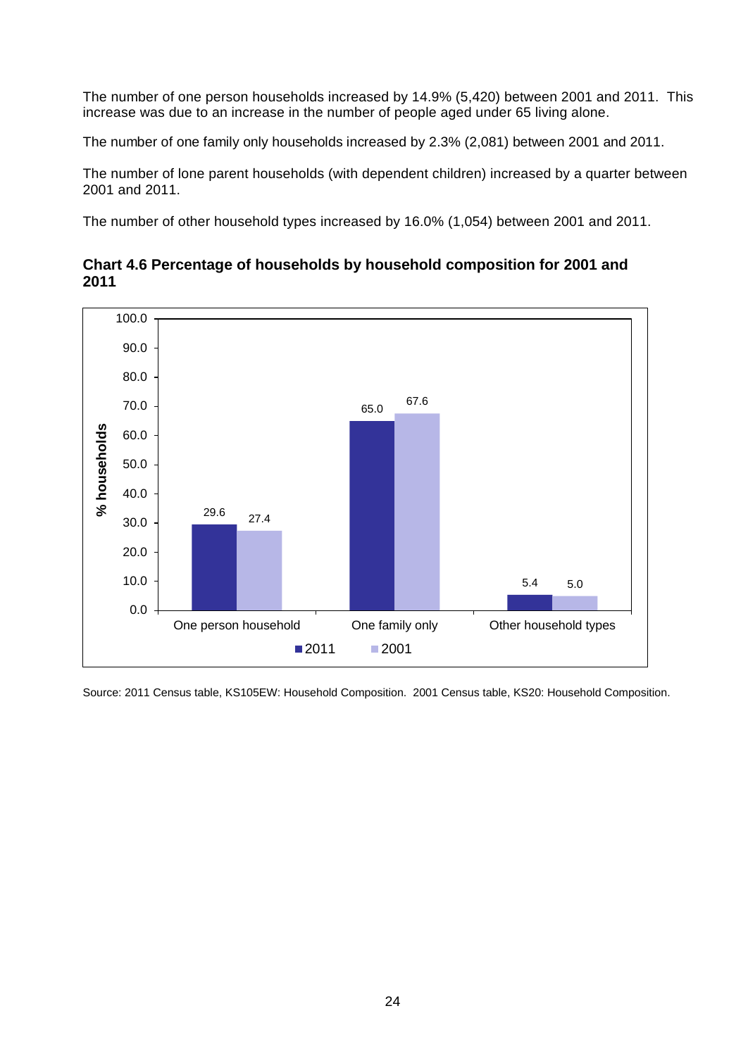The number of one person households increased by 14.9% (5,420) between 2001 and 2011. This increase was due to an increase in the number of people aged under 65 living alone.

The number of one family only households increased by 2.3% (2,081) between 2001 and 2011.

The number of lone parent households (with dependent children) increased by a quarter between 2001 and 2011.

The number of other household types increased by 16.0% (1,054) between 2001 and 2011.

**Chart 4.6 Percentage of households by household composition for 2001 and 2011**

| % households | 2011 | 2001 |
|---|---|---|
| One person household | 29.6 | 27.4 |
| One family only | 65.0 | 67.6 |
| Other household types | 5.4 | 5.0 |

Source: 2011 Census table, KS105EW: Household Composition. 2001 Census table, KS20: Household Composition.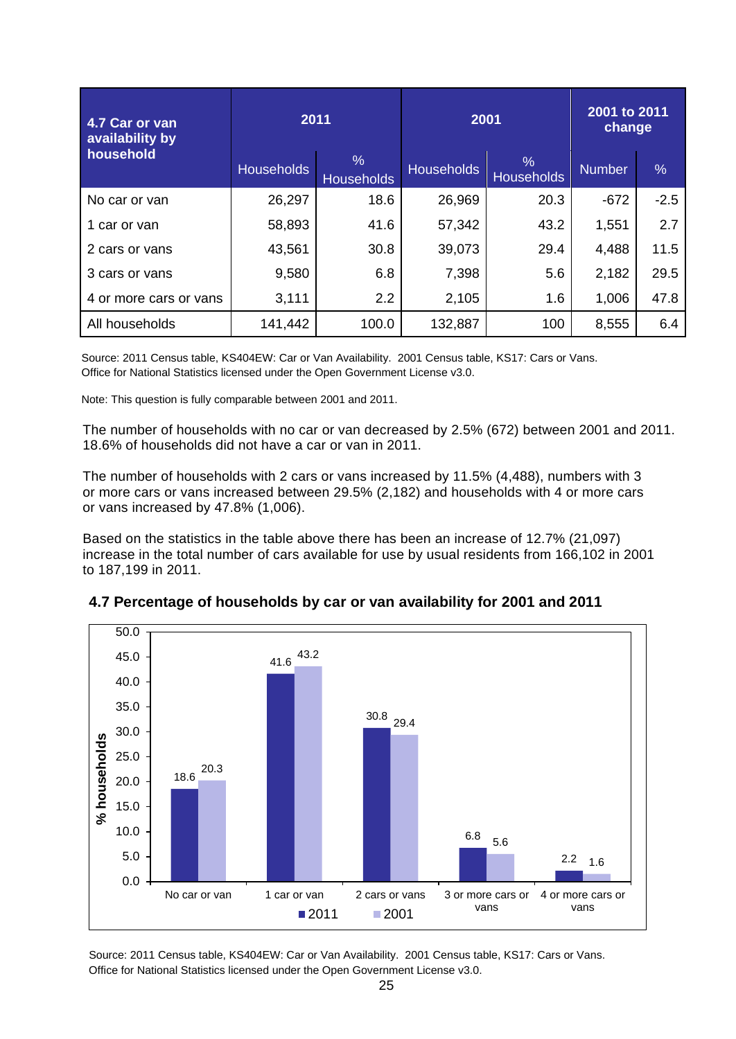| 4.7 Car or van availability by household | 2011 | | 2001 | | 2001 to 2011 change | |
|---|---|---|---|---|---|---|
| | Households | % Households | Households | % Households | Number | % |
| No car or van | 26,297 | 18.6 | 26,969 | 20.3 | -672 | -2.5 |
| 1 car or van | 58,893 | 41.6 | 57,342 | 43.2 | 1,551 | 2.7 |
| 2 cars or vans | 43,561 | 30.8 | 39,073 | 29.4 | 4,488 | 11.5 |
| 3 cars or vans | 9,580 | 6.8 | 7,398 | 5.6 | 2,182 | 29.5 |
| 4 or more cars or vans | 3,111 | 2.2 | 2,105 | 1.6 | 1,006 | 47.8 |
| All households | 141,442 | 100.0 | 132,887 | 100 | 8,555 | 6.4 |

Source: 2011 Census table, KS404EW: Car or Van Availability. 2001 Census table, KS17: Cars or Vans. Office for National Statistics licensed under the Open Government License v3.0.

Note: This question is fully comparable between 2001 and 2011.

The number of households with no car or van decreased by 2.5% (672) between 2001 and 2011. 18.6% of households did not have a car or van in 2011.

The number of households with 2 cars or vans increased by 11.5% (4,488), numbers with 3 or more cars or vans increased between 29.5% (2,182) and households with 4 or more cars or vans increased by 47.8% (1,006).

Based on the statistics in the table above there has been an increase of 12.7% (21,097) increase in the total number of cars available for use by usual residents from 166,102 in 2001 to 187,199 in 2011.

**4.7 Percentage of households by car or van availability for 2001 and 2011**

| % households | No car or van | 1 car or van | 2 cars or vans | 3 or more cars or vans | 4 or more cars or vans |
|---|---|---|---|---|---|
| 2011 | 18.6 | 41.6 | 30.8 | 6.8 | 2.2 |
| 2001 | 20.3 | 43.2 | 29.4 | 5.6 | 1.6 |

Source: 2011 Census table, KS404EW: Car or Van Availability. 2001 Census table, KS17: Cars or Vans. Office for National Statistics licensed under the Open Government License v3.0.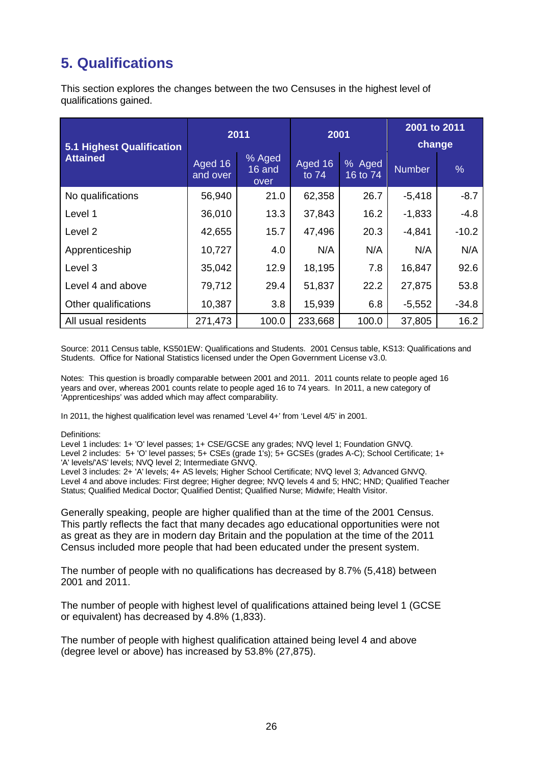## 5. Qualifications

This section explores the changes between the two Censuses in the highest level of qualifications gained.

| 5.1 Highest Qualification Attained | 2011 | | 2001 | | 2001 to 2011 change | |
|---|---|---|---|---|---|---|
| | Aged 16 and over | % Aged 16 and over | Aged 16 to 74 | % Aged 16 to 74 | Number | % |
| No qualifications | 56,940 | 21.0 | 62,358 | 26.7 | -5,418 | -8.7 |
| Level 1 | 36,010 | 13.3 | 37,843 | 16.2 | -1,833 | -4.8 |
| Level 2 | 42,655 | 15.7 | 47,496 | 20.3 | -4,841 | -10.2 |
| Apprenticeship | 10,727 | 4.0 | N/A | N/A | N/A | N/A |
| Level 3 | 35,042 | 12.9 | 18,195 | 7.8 | 16,847 | 92.6 |
| Level 4 and above | 79,712 | 29.4 | 51,837 | 22.2 | 27,875 | 53.8 |
| Other qualifications | 10,387 | 3.8 | 15,939 | 6.8 | -5,552 | -34.8 |
| All usual residents | 271,473 | 100.0 | 233,668 | 100.0 | 37,805 | 16.2 |

Source: 2011 Census table, KS501EW: Qualifications and Students. 2001 Census table, KS13: Qualifications and Students. Office for National Statistics licensed under the Open Government License v3.0.

Notes: This question is broadly comparable between 2001 and 2011. 2011 counts relate to people aged 16 years and over, whereas 2001 counts relate to people aged 16 to 74 years. In 2011, a new category of 'Apprenticeships' was added which may affect comparability.

In 2011, the highest qualification level was renamed 'Level 4+' from 'Level 4/5' in 2001.

Definitions:
Level 1 includes: 1+ 'O' level passes; 1+ CSE/GCSE any grades; NVQ level 1; Foundation GNVQ.
Level 2 includes: 5+ 'O' level passes; 5+ CSEs (grade 1's); 5+ GCSEs (grades A-C); School Certificate; 1+ 'A' levels/'AS' levels; NVQ level 2; Intermediate GNVQ.
Level 3 includes: 2+ 'A' levels; 4+ AS levels; Higher School Certificate; NVQ level 3; Advanced GNVQ.
Level 4 and above includes: First degree; Higher degree; NVQ levels 4 and 5; HNC; HND; Qualified Teacher Status; Qualified Medical Doctor; Qualified Dentist; Qualified Nurse; Midwife; Health Visitor.

Generally speaking, people are higher qualified than at the time of the 2001 Census. This partly reflects the fact that many decades ago educational opportunities were not as great as they are in modern day Britain and the population at the time of the 2011 Census included more people that had been educated under the present system.

The number of people with no qualifications has decreased by 8.7% (5,418) between 2001 and 2011.

The number of people with highest level of qualifications attained being level 1 (GCSE or equivalent) has decreased by 4.8% (1,833).

The number of people with highest qualification attained being level 4 and above (degree level or above) has increased by 53.8% (27,875).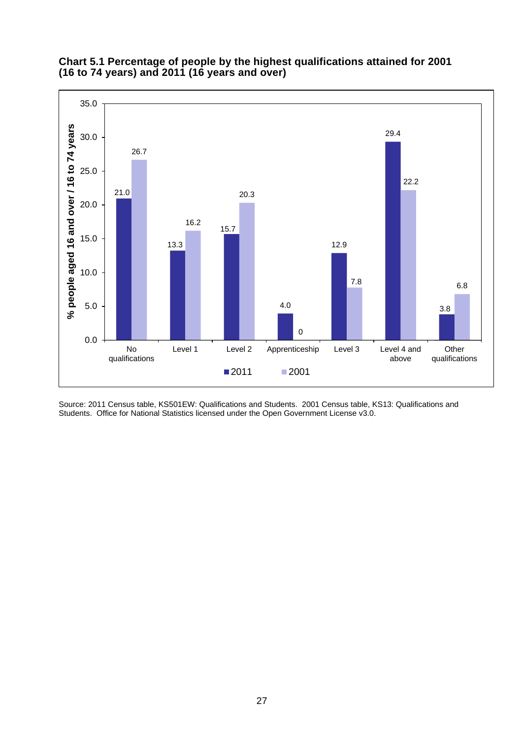**Chart 5.1 Percentage of people by the highest qualifications attained for 2001 (16 to 74 years) and 2011 (16 years and over)**

| Qualification | 2011 | 2001 |
|---|---|---|
| No qualifications | 21.0 | 26.7 |
| Level 1 | 13.3 | 16.2 |
| Level 2 | 15.7 | 20.3 |
| Apprenticeship | 4.0 | 0 |
| Level 3 | 12.9 | 7.8 |
| Level 4 and above | 29.4 | 22.2 |
| Other qualifications | 3.8 | 6.8 |

Y-axis: % people aged 16 and over / 16 to 74 years

Source: 2011 Census table, KS501EW: Qualifications and Students. 2001 Census table, KS13: Qualifications and Students. Office for National Statistics licensed under the Open Government License v3.0.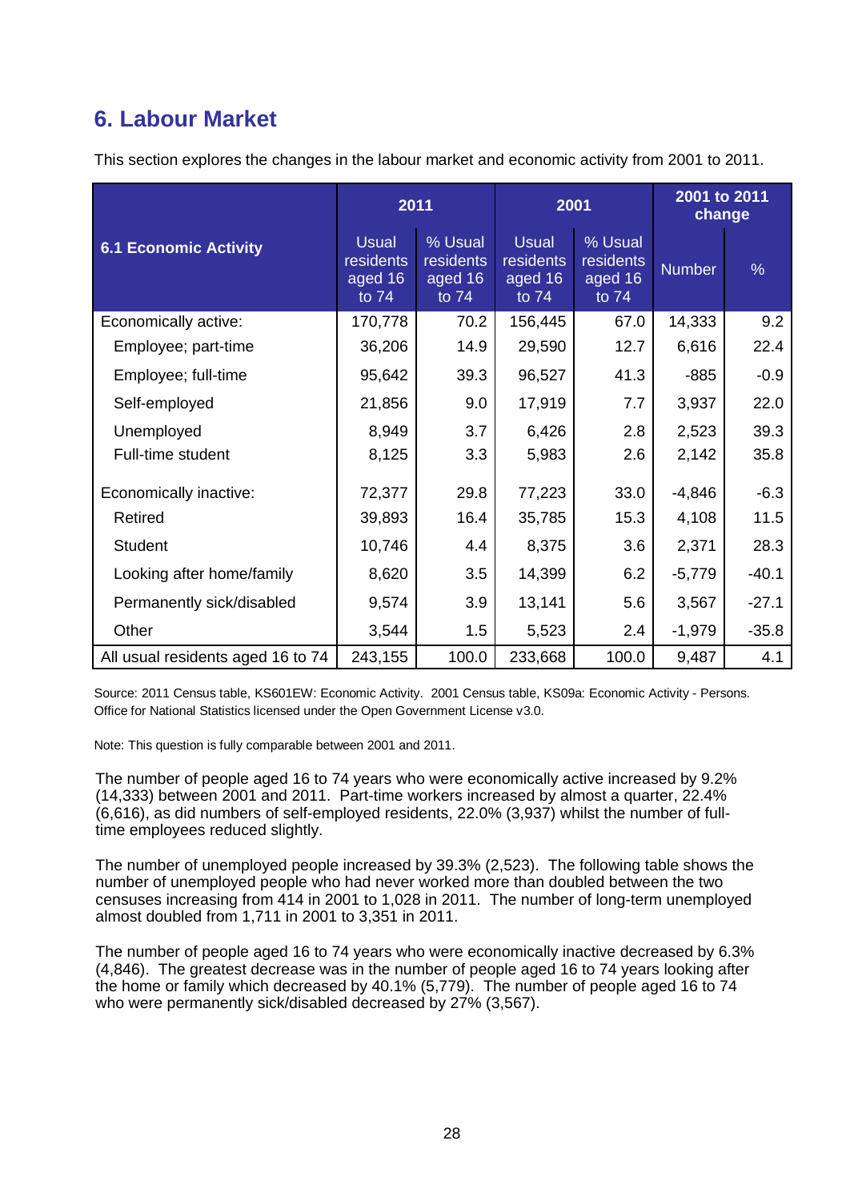## 6. Labour Market

This section explores the changes in the labour market and economic activity from 2001 to 2011.

| 6.1 Economic Activity | 2011 | | 2001 | | 2001 to 2011 change | |
|---|---|---|---|---|---|---|
| | Usual residents aged 16 to 74 | % Usual residents aged 16 to 74 | Usual residents aged 16 to 74 | % Usual residents aged 16 to 74 | Number | % |
| Economically active: | 170,778 | 70.2 | 156,445 | 67.0 | 14,333 | 9.2 |
| Employee; part-time | 36,206 | 14.9 | 29,590 | 12.7 | 6,616 | 22.4 |
| Employee; full-time | 95,642 | 39.3 | 96,527 | 41.3 | -885 | -0.9 |
| Self-employed | 21,856 | 9.0 | 17,919 | 7.7 | 3,937 | 22.0 |
| Unemployed | 8,949 | 3.7 | 6,426 | 2.8 | 2,523 | 39.3 |
| Full-time student | 8,125 | 3.3 | 5,983 | 2.6 | 2,142 | 35.8 |
| Economically inactive: | 72,377 | 29.8 | 77,223 | 33.0 | -4,846 | -6.3 |
| Retired | 39,893 | 16.4 | 35,785 | 15.3 | 4,108 | 11.5 |
| Student | 10,746 | 4.4 | 8,375 | 3.6 | 2,371 | 28.3 |
| Looking after home/family | 8,620 | 3.5 | 14,399 | 6.2 | -5,779 | -40.1 |
| Permanently sick/disabled | 9,574 | 3.9 | 13,141 | 5.6 | 3,567 | -27.1 |
| Other | 3,544 | 1.5 | 5,523 | 2.4 | -1,979 | -35.8 |
| All usual residents aged 16 to 74 | 243,155 | 100.0 | 233,668 | 100.0 | 9,487 | 4.1 |

Source: 2011 Census table, KS601EW: Economic Activity. 2001 Census table, KS09a: Economic Activity - Persons. Office for National Statistics licensed under the Open Government License v3.0.

Note: This question is fully comparable between 2001 and 2011.

The number of people aged 16 to 74 years who were economically active increased by 9.2% (14,333) between 2001 and 2011. Part-time workers increased by almost a quarter, 22.4% (6,616), as did numbers of self-employed residents, 22.0% (3,937) whilst the number of full-time employees reduced slightly.

The number of unemployed people increased by 39.3% (2,523). The following table shows the number of unemployed people who had never worked more than doubled between the two censuses increasing from 414 in 2001 to 1,028 in 2011. The number of long-term unemployed almost doubled from 1,711 in 2001 to 3,351 in 2011.

The number of people aged 16 to 74 years who were economically inactive decreased by 6.3% (4,846). The greatest decrease was in the number of people aged 16 to 74 years looking after the home or family which decreased by 40.1% (5,779). The number of people aged 16 to 74 who were permanently sick/disabled decreased by 27% (3,567).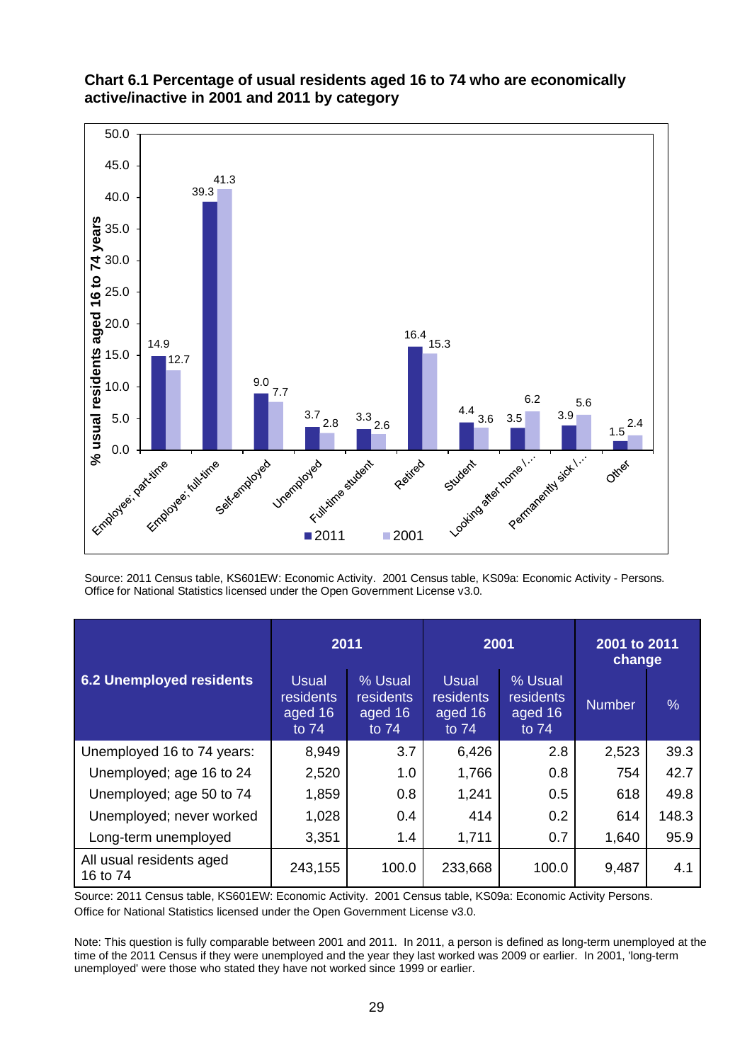**Chart 6.1 Percentage of usual residents aged 16 to 74 who are economically active/inactive in 2001 and 2011 by category**

| Category | 2011 | 2001 |
|---|---|---|
| Employee; part-time | 14.9 | 12.7 |
| Employee; full-time | 39.3 | 41.3 |
| Self-employed | 9.0 | 7.7 |
| Unemployed | 3.7 | 2.8 |
| Full-time student | 3.3 | 2.6 |
| Retired | 16.4 | 15.3 |
| Student | 4.4 | 3.6 |
| Looking after home /... | 3.5 | 6.2 |
| Permanently sick /... | 3.9 | 5.6 |
| Other | 1.5 | 2.4 |

Source: 2011 Census table, KS601EW: Economic Activity. 2001 Census table, KS09a: Economic Activity - Persons. Office for National Statistics licensed under the Open Government License v3.0.

| 6.2 Unemployed residents | 2011 | | 2001 | | 2001 to 2011 change | |
|---|---|---|---|---|---|---|
| | Usual residents aged 16 to 74 | % Usual residents aged 16 to 74 | Usual residents aged 16 to 74 | % Usual residents aged 16 to 74 | Number | % |
| Unemployed 16 to 74 years: | 8,949 | 3.7 | 6,426 | 2.8 | 2,523 | 39.3 |
| Unemployed; age 16 to 24 | 2,520 | 1.0 | 1,766 | 0.8 | 754 | 42.7 |
| Unemployed; age 50 to 74 | 1,859 | 0.8 | 1,241 | 0.5 | 618 | 49.8 |
| Unemployed; never worked | 1,028 | 0.4 | 414 | 0.2 | 614 | 148.3 |
| Long-term unemployed | 3,351 | 1.4 | 1,711 | 0.7 | 1,640 | 95.9 |
| All usual residents aged 16 to 74 | 243,155 | 100.0 | 233,668 | 100.0 | 9,487 | 4.1 |

Source: 2011 Census table, KS601EW: Economic Activity. 2001 Census table, KS09a: Economic Activity Persons. Office for National Statistics licensed under the Open Government License v3.0.

Note: This question is fully comparable between 2001 and 2011. In 2011, a person is defined as long-term unemployed at the time of the 2011 Census if they were unemployed and the year they last worked was 2009 or earlier. In 2001, 'long-term unemployed' were those who stated they have not worked since 1999 or earlier.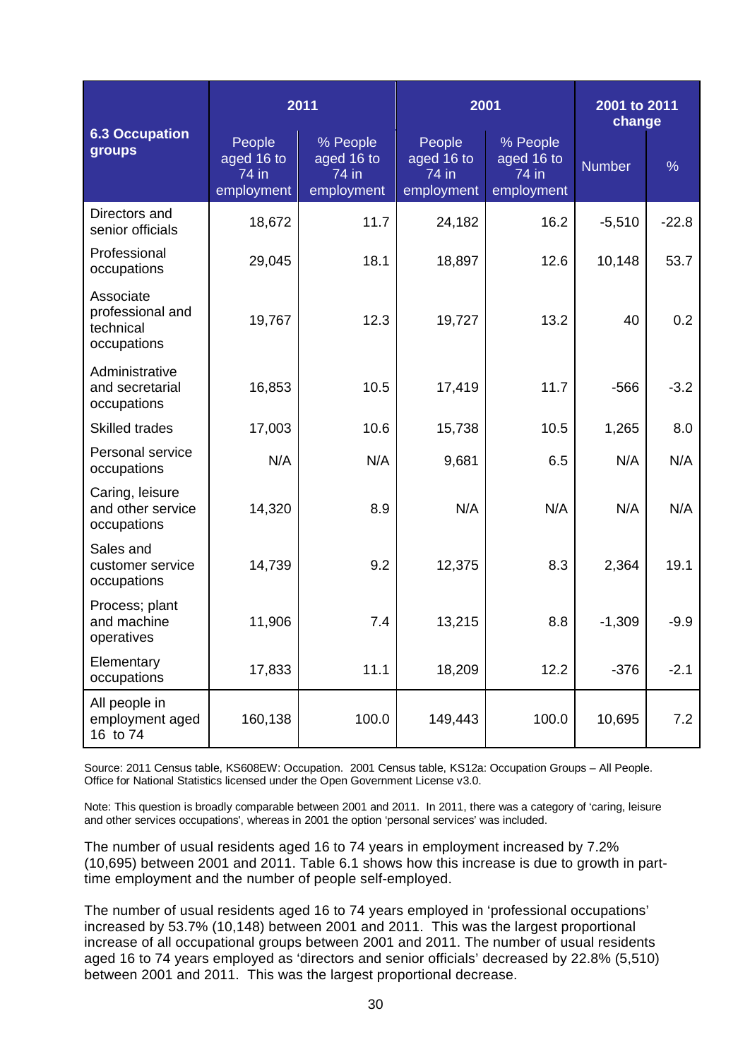| 6.3 Occupation groups | 2011 | | 2001 | | 2001 to 2011 change | |
|---|---|---|---|---|---|---|
| | People aged 16 to 74 in employment | % People aged 16 to 74 in employment | People aged 16 to 74 in employment | % People aged 16 to 74 in employment | Number | % |
| Directors and senior officials | 18,672 | 11.7 | 24,182 | 16.2 | -5,510 | -22.8 |
| Professional occupations | 29,045 | 18.1 | 18,897 | 12.6 | 10,148 | 53.7 |
| Associate professional and technical occupations | 19,767 | 12.3 | 19,727 | 13.2 | 40 | 0.2 |
| Administrative and secretarial occupations | 16,853 | 10.5 | 17,419 | 11.7 | -566 | -3.2 |
| Skilled trades | 17,003 | 10.6 | 15,738 | 10.5 | 1,265 | 8.0 |
| Personal service occupations | N/A | N/A | 9,681 | 6.5 | N/A | N/A |
| Caring, leisure and other service occupations | 14,320 | 8.9 | N/A | N/A | N/A | N/A |
| Sales and customer service occupations | 14,739 | 9.2 | 12,375 | 8.3 | 2,364 | 19.1 |
| Process; plant and machine operatives | 11,906 | 7.4 | 13,215 | 8.8 | -1,309 | -9.9 |
| Elementary occupations | 17,833 | 11.1 | 18,209 | 12.2 | -376 | -2.1 |
| All people in employment aged 16 to 74 | 160,138 | 100.0 | 149,443 | 100.0 | 10,695 | 7.2 |

Source: 2011 Census table, KS608EW: Occupation. 2001 Census table, KS12a: Occupation Groups – All People. Office for National Statistics licensed under the Open Government License v3.0.

Note: This question is broadly comparable between 2001 and 2011. In 2011, there was a category of 'caring, leisure and other services occupations', whereas in 2001 the option 'personal services' was included.

The number of usual residents aged 16 to 74 years in employment increased by 7.2% (10,695) between 2001 and 2011. Table 6.1 shows how this increase is due to growth in part-time employment and the number of people self-employed.

The number of usual residents aged 16 to 74 years employed in 'professional occupations' increased by 53.7% (10,148) between 2001 and 2011. This was the largest proportional increase of all occupational groups between 2001 and 2011. The number of usual residents aged 16 to 74 years employed as 'directors and senior officials' decreased by 22.8% (5,510) between 2001 and 2011. This was the largest proportional decrease.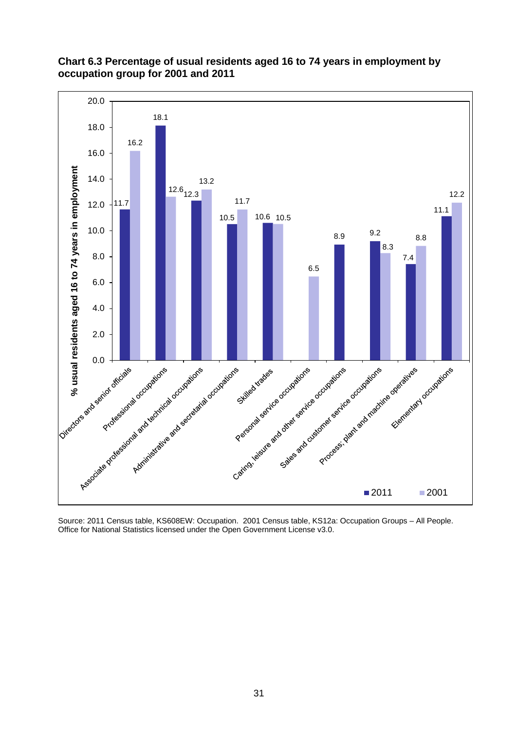**Chart 6.3 Percentage of usual residents aged 16 to 74 years in employment by occupation group for 2001 and 2011**

| Occupation group | 2011 | 2001 |
| --- | --- | --- |
| Directors and senior officials | 11.7 | 16.2 |
| Professional occupations | 18.1 | 12.6 |
| Associate professional and technical occupations | 12.3 | 13.2 |
| Administrative and secretarial occupations | 10.5 | 11.7 |
| Skilled trades | 10.6 | 10.5 |
| Personal service occupations | | 6.5 |
| Caring, leisure and other service occupations | 8.9 | |
| Sales and customer service occupations | 9.2 | 8.3 |
| Process, plant and machine operatives | 7.4 | 8.8 |
| Elementary occupations | 11.1 | 12.2 |

Source: 2011 Census table, KS608EW: Occupation. 2001 Census table, KS12a: Occupation Groups – All People. Office for National Statistics licensed under the Open Government License v3.0.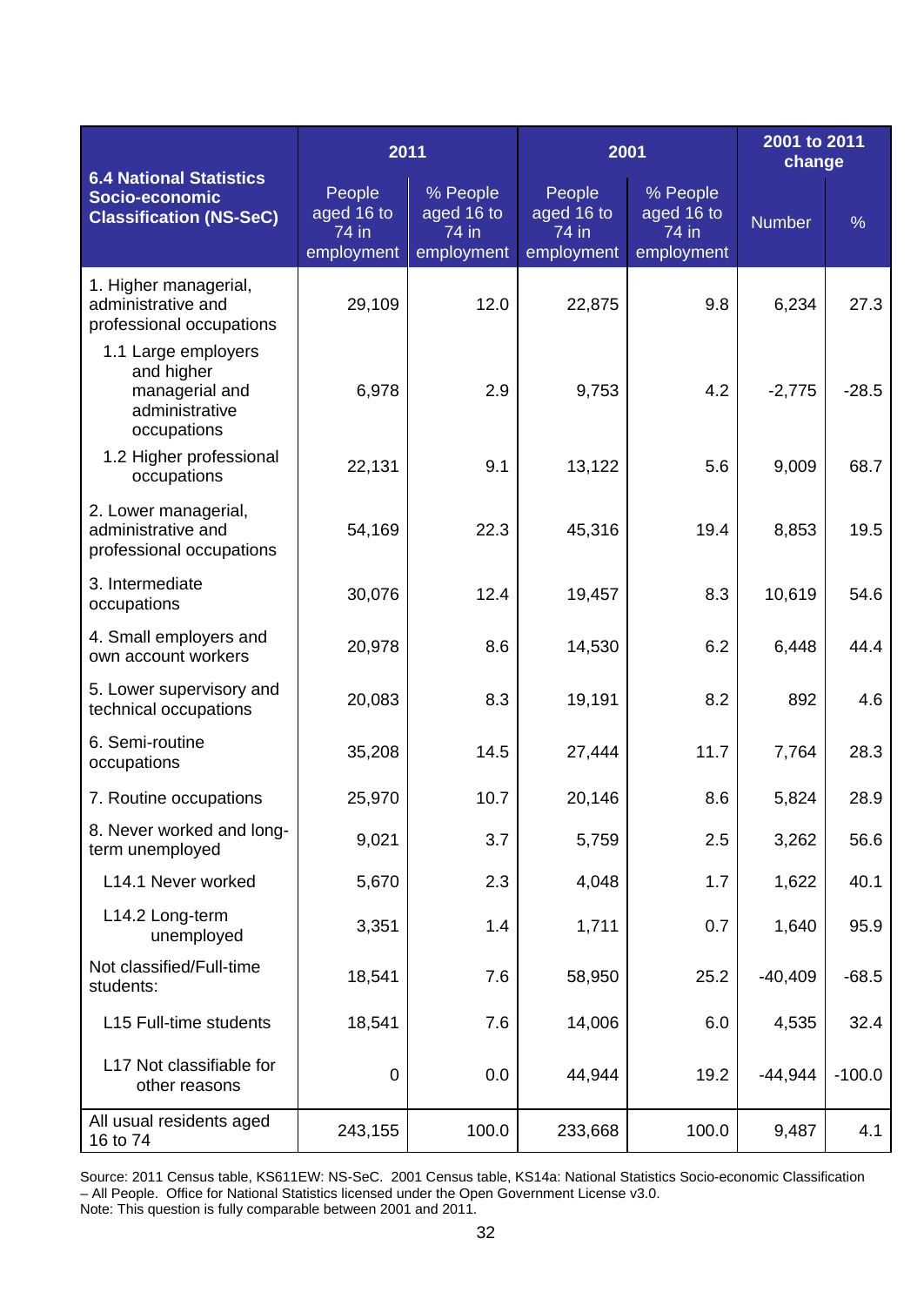| 6.4 National Statistics Socio-economic Classification (NS-SeC) | 2011 | | 2001 | | 2001 to 2011 change | |
|---|---|---|---|---|---|---|
| | People aged 16 to 74 in employment | % People aged 16 to 74 in employment | People aged 16 to 74 in employment | % People aged 16 to 74 in employment | Number | % |
| 1. Higher managerial, administrative and professional occupations | 29,109 | 12.0 | 22,875 | 9.8 | 6,234 | 27.3 |
| 1.1 Large employers and higher managerial and administrative occupations | 6,978 | 2.9 | 9,753 | 4.2 | -2,775 | -28.5 |
| 1.2 Higher professional occupations | 22,131 | 9.1 | 13,122 | 5.6 | 9,009 | 68.7 |
| 2. Lower managerial, administrative and professional occupations | 54,169 | 22.3 | 45,316 | 19.4 | 8,853 | 19.5 |
| 3. Intermediate occupations | 30,076 | 12.4 | 19,457 | 8.3 | 10,619 | 54.6 |
| 4. Small employers and own account workers | 20,978 | 8.6 | 14,530 | 6.2 | 6,448 | 44.4 |
| 5. Lower supervisory and technical occupations | 20,083 | 8.3 | 19,191 | 8.2 | 892 | 4.6 |
| 6. Semi-routine occupations | 35,208 | 14.5 | 27,444 | 11.7 | 7,764 | 28.3 |
| 7. Routine occupations | 25,970 | 10.7 | 20,146 | 8.6 | 5,824 | 28.9 |
| 8. Never worked and long-term unemployed | 9,021 | 3.7 | 5,759 | 2.5 | 3,262 | 56.6 |
| L14.1 Never worked | 5,670 | 2.3 | 4,048 | 1.7 | 1,622 | 40.1 |
| L14.2 Long-term unemployed | 3,351 | 1.4 | 1,711 | 0.7 | 1,640 | 95.9 |
| Not classified/Full-time students: | 18,541 | 7.6 | 58,950 | 25.2 | -40,409 | -68.5 |
| L15 Full-time students | 18,541 | 7.6 | 14,006 | 6.0 | 4,535 | 32.4 |
| L17 Not classifiable for other reasons | 0 | 0.0 | 44,944 | 19.2 | -44,944 | -100.0 |
| All usual residents aged 16 to 74 | 243,155 | 100.0 | 233,668 | 100.0 | 9,487 | 4.1 |

Source: 2011 Census table, KS611EW: NS-SeC. 2001 Census table, KS14a: National Statistics Socio-economic Classification – All People. Office for National Statistics licensed under the Open Government License v3.0.
Note: This question is fully comparable between 2001 and 2011.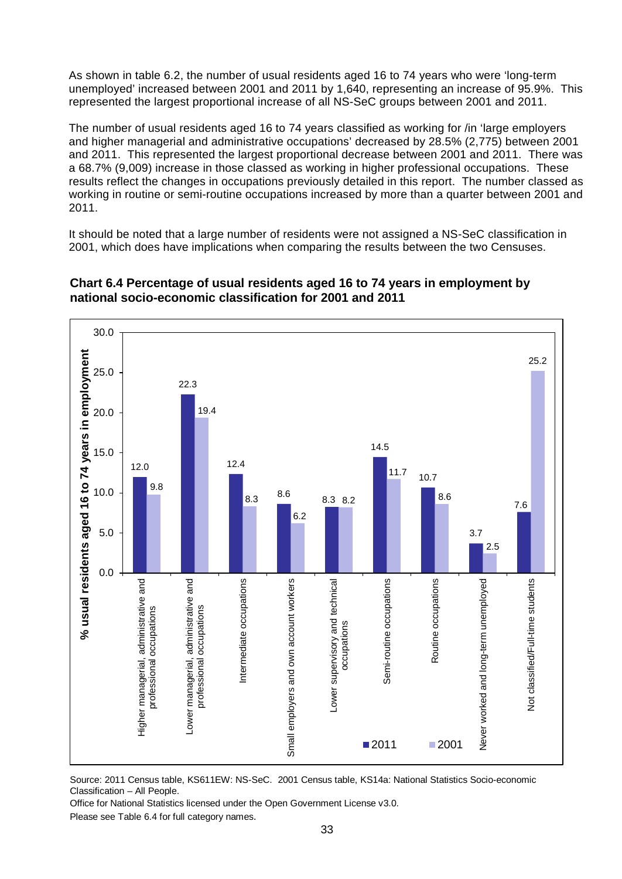As shown in table 6.2, the number of usual residents aged 16 to 74 years who were 'long-term unemployed' increased between 2001 and 2011 by 1,640, representing an increase of 95.9%. This represented the largest proportional increase of all NS-SeC groups between 2001 and 2011.

The number of usual residents aged 16 to 74 years classified as working for /in 'large employers and higher managerial and administrative occupations' decreased by 28.5% (2,775) between 2001 and 2011. This represented the largest proportional decrease between 2001 and 2011. There was a 68.7% (9,009) increase in those classed as working in higher professional occupations. These results reflect the changes in occupations previously detailed in this report. The number classed as working in routine or semi-routine occupations increased by more than a quarter between 2001 and 2011.

It should be noted that a large number of residents were not assigned a NS-SeC classification in 2001, which does have implications when comparing the results between the two Censuses.

**Chart 6.4 Percentage of usual residents aged 16 to 74 years in employment by national socio-economic classification for 2001 and 2011**

| NS-SeC | 2011 | 2001 |
|---|---|---|
| Higher managerial, administrative and professional occupations | 12.0 | 9.8 |
| Lower managerial, administrative and professional occupations | 22.3 | 19.4 |
| Intermediate occupations | 12.4 | 8.3 |
| Small employers and own account workers | 8.6 | 6.2 |
| Lower supervisory and technical occupations | 8.3 | 8.2 |
| Semi-routine occupations | 14.5 | 11.7 |
| Routine occupations | 10.7 | 8.6 |
| Never worked and long-term unemployed | 3.7 | 2.5 |
| Not classified/Full-time students | 7.6 | 25.2 |

Source: 2011 Census table, KS611EW: NS-SeC. 2001 Census table, KS14a: National Statistics Socio-economic Classification – All People.

Office for National Statistics licensed under the Open Government License v3.0.

Please see Table 6.4 for full category names.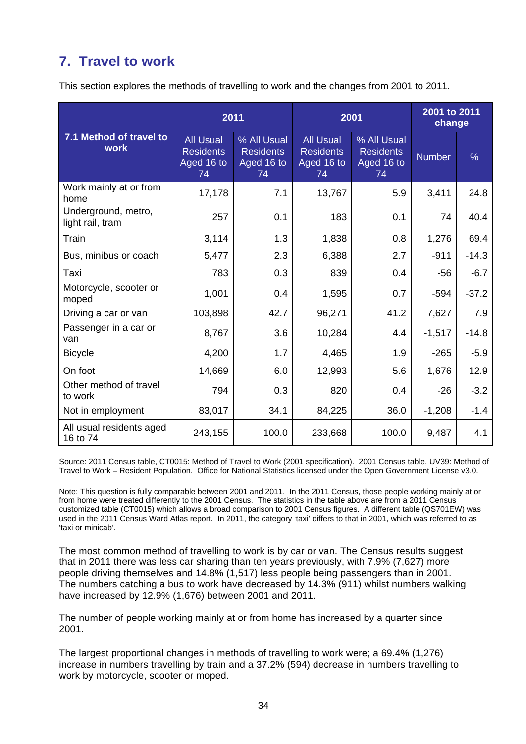## 7. Travel to work

This section explores the methods of travelling to work and the changes from 2001 to 2011.

| 7.1 Method of travel to work | 2011 | | 2001 | | 2001 to 2011 change | |
|---|---|---|---|---|---|---|
| | All Usual Residents Aged 16 to 74 | % All Usual Residents Aged 16 to 74 | All Usual Residents Aged 16 to 74 | % All Usual Residents Aged 16 to 74 | Number | % |
| Work mainly at or from home | 17,178 | 7.1 | 13,767 | 5.9 | 3,411 | 24.8 |
| Underground, metro, light rail, tram | 257 | 0.1 | 183 | 0.1 | 74 | 40.4 |
| Train | 3,114 | 1.3 | 1,838 | 0.8 | 1,276 | 69.4 |
| Bus, minibus or coach | 5,477 | 2.3 | 6,388 | 2.7 | -911 | -14.3 |
| Taxi | 783 | 0.3 | 839 | 0.4 | -56 | -6.7 |
| Motorcycle, scooter or moped | 1,001 | 0.4 | 1,595 | 0.7 | -594 | -37.2 |
| Driving a car or van | 103,898 | 42.7 | 96,271 | 41.2 | 7,627 | 7.9 |
| Passenger in a car or van | 8,767 | 3.6 | 10,284 | 4.4 | -1,517 | -14.8 |
| Bicycle | 4,200 | 1.7 | 4,465 | 1.9 | -265 | -5.9 |
| On foot | 14,669 | 6.0 | 12,993 | 5.6 | 1,676 | 12.9 |
| Other method of travel to work | 794 | 0.3 | 820 | 0.4 | -26 | -3.2 |
| Not in employment | 83,017 | 34.1 | 84,225 | 36.0 | -1,208 | -1.4 |
| All usual residents aged 16 to 74 | 243,155 | 100.0 | 233,668 | 100.0 | 9,487 | 4.1 |

Source: 2011 Census table, CT0015: Method of Travel to Work (2001 specification). 2001 Census table, UV39: Method of Travel to Work – Resident Population. Office for National Statistics licensed under the Open Government License v3.0.

Note: This question is fully comparable between 2001 and 2011. In the 2011 Census, those people working mainly at or from home were treated differently to the 2001 Census. The statistics in the table above are from a 2011 Census customized table (CT0015) which allows a broad comparison to 2001 Census figures. A different table (QS701EW) was used in the 2011 Census Ward Atlas report. In 2011, the category 'taxi' differs to that in 2001, which was referred to as 'taxi or minicab'.

The most common method of travelling to work is by car or van. The Census results suggest that in 2011 there was less car sharing than ten years previously, with 7.9% (7,627) more people driving themselves and 14.8% (1,517) less people being passengers than in 2001. The numbers catching a bus to work have decreased by 14.3% (911) whilst numbers walking have increased by 12.9% (1,676) between 2001 and 2011.

The number of people working mainly at or from home has increased by a quarter since 2001.

The largest proportional changes in methods of travelling to work were; a 69.4% (1,276) increase in numbers travelling by train and a 37.2% (594) decrease in numbers travelling to work by motorcycle, scooter or moped.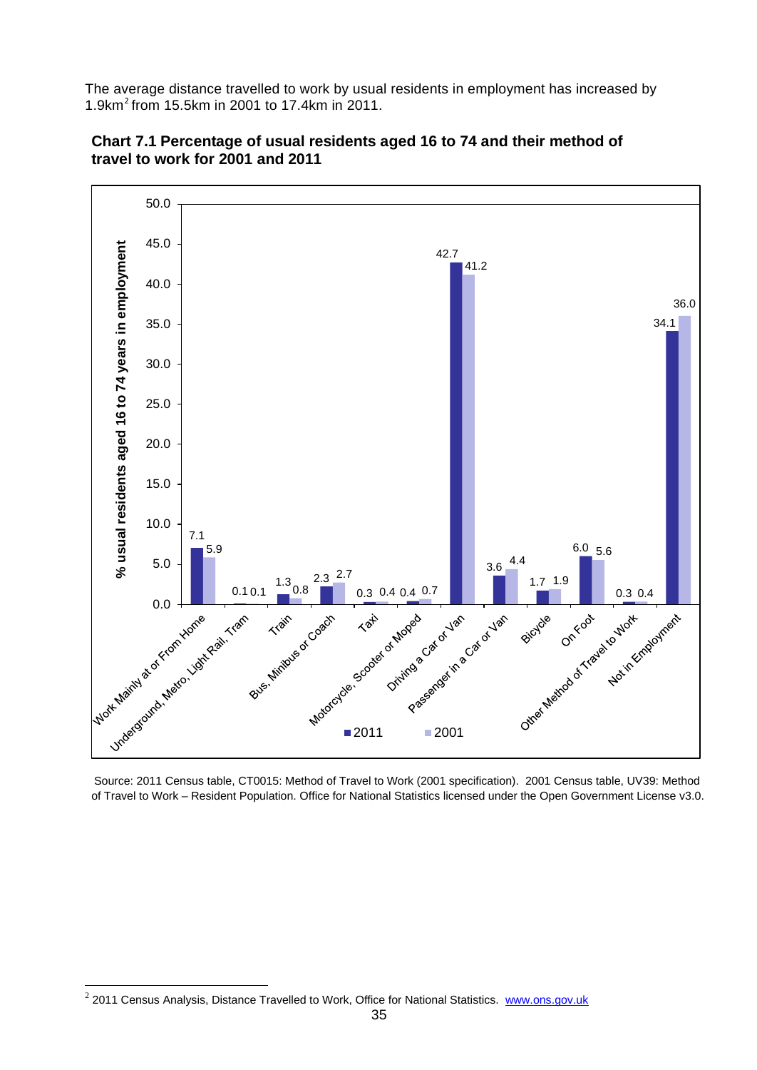The average distance travelled to work by usual residents in employment has increased by 1.9km[2] from 15.5km in 2001 to 17.4km in 2011.

**Chart 7.1 Percentage of usual residents aged 16 to 74 and their method of travel to work for 2001 and 2011**

| Method of travel to work | 2011 | 2001 |
|---|---|---|
| Work Mainly at or From Home | 7.1 | 5.9 |
| Underground, Metro, Light Rail, Tram | 0.1 | 0.1 |
| Train | 1.3 | 0.8 |
| Bus, Minibus or Coach | 2.3 | 2.7 |
| Taxi | 0.3 | 0.4 |
| Motorcycle, Scooter or Moped | 0.4 | 0.7 |
| Driving a Car or Van | 42.7 | 41.2 |
| Passenger in a Car or Van | 3.6 | 4.4 |
| Bicycle | 1.7 | 1.9 |
| On Foot | 6.0 | 5.6 |
| Other Method of Travel to Work | 0.3 | 0.4 |
| Not in Employment | 34.1 | 36.0 |

Y-axis: % usual residents aged 16 to 74 years in employment

Source: 2011 Census table, CT0015: Method of Travel to Work (2001 specification). 2001 Census table, UV39: Method of Travel to Work – Resident Population. Office for National Statistics licensed under the Open Government License v3.0.

---

[2] 2011 Census Analysis, Distance Travelled to Work, Office for National Statistics. www.ons.gov.uk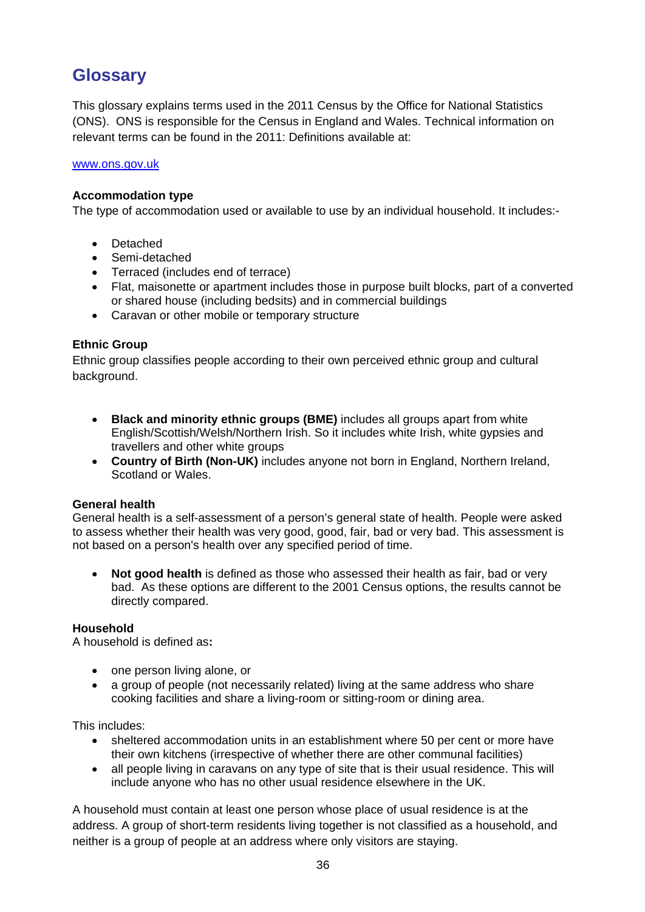# Glossary

This glossary explains terms used in the 2011 Census by the Office for National Statistics (ONS). ONS is responsible for the Census in England and Wales. Technical information on relevant terms can be found in the 2011: Definitions available at:

www.ons.gov.uk

**Accommodation type**
The type of accommodation used or available to use by an individual household. It includes:-

- Detached
- Semi-detached
- Terraced (includes end of terrace)
- Flat, maisonette or apartment includes those in purpose built blocks, part of a converted or shared house (including bedsits) and in commercial buildings
- Caravan or other mobile or temporary structure

**Ethnic Group**
Ethnic group classifies people according to their own perceived ethnic group and cultural background.

- **Black and minority ethnic groups (BME)** includes all groups apart from white English/Scottish/Welsh/Northern Irish. So it includes white Irish, white gypsies and travellers and other white groups
- **Country of Birth (Non-UK)** includes anyone not born in England, Northern Ireland, Scotland or Wales.

**General health**
General health is a self-assessment of a person's general state of health. People were asked to assess whether their health was very good, good, fair, bad or very bad. This assessment is not based on a person's health over any specified period of time.

- **Not good health** is defined as those who assessed their health as fair, bad or very bad. As these options are different to the 2001 Census options, the results cannot be directly compared.

**Household**
A household is defined as**:**

- one person living alone, or
- a group of people (not necessarily related) living at the same address who share cooking facilities and share a living-room or sitting-room or dining area.

This includes:

- sheltered accommodation units in an establishment where 50 per cent or more have their own kitchens (irrespective of whether there are other communal facilities)
- all people living in caravans on any type of site that is their usual residence. This will include anyone who has no other usual residence elsewhere in the UK.

A household must contain at least one person whose place of usual residence is at the address. A group of short-term residents living together is not classified as a household, and neither is a group of people at an address where only visitors are staying.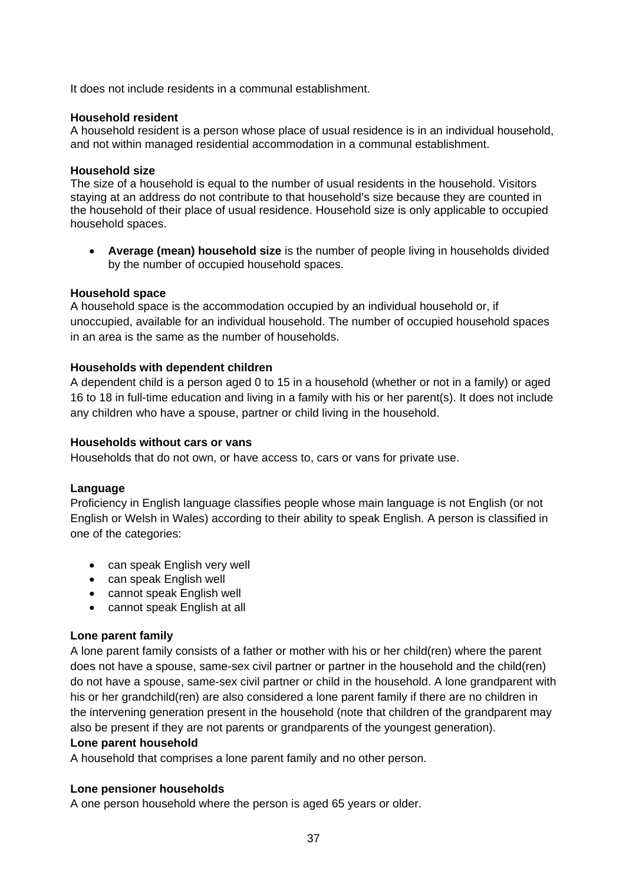It does not include residents in a communal establishment.

**Household resident**
A household resident is a person whose place of usual residence is in an individual household, and not within managed residential accommodation in a communal establishment.

**Household size**
The size of a household is equal to the number of usual residents in the household. Visitors staying at an address do not contribute to that household's size because they are counted in the household of their place of usual residence. Household size is only applicable to occupied household spaces.

- **Average (mean) household size** is the number of people living in households divided by the number of occupied household spaces.

**Household space**
A household space is the accommodation occupied by an individual household or, if unoccupied, available for an individual household. The number of occupied household spaces in an area is the same as the number of households.

**Households with dependent children**
A dependent child is a person aged 0 to 15 in a household (whether or not in a family) or aged 16 to 18 in full-time education and living in a family with his or her parent(s). It does not include any children who have a spouse, partner or child living in the household.

**Households without cars or vans**
Households that do not own, or have access to, cars or vans for private use.

**Language**
Proficiency in English language classifies people whose main language is not English (or not English or Welsh in Wales) according to their ability to speak English. A person is classified in one of the categories:

- can speak English very well
- can speak English well
- cannot speak English well
- cannot speak English at all

**Lone parent family**
A lone parent family consists of a father or mother with his or her child(ren) where the parent does not have a spouse, same-sex civil partner or partner in the household and the child(ren) do not have a spouse, same-sex civil partner or child in the household. A lone grandparent with his or her grandchild(ren) are also considered a lone parent family if there are no children in the intervening generation present in the household (note that children of the grandparent may also be present if they are not parents or grandparents of the youngest generation).

**Lone parent household**
A household that comprises a lone parent family and no other person.

**Lone pensioner households**
A one person household where the person is aged 65 years or older.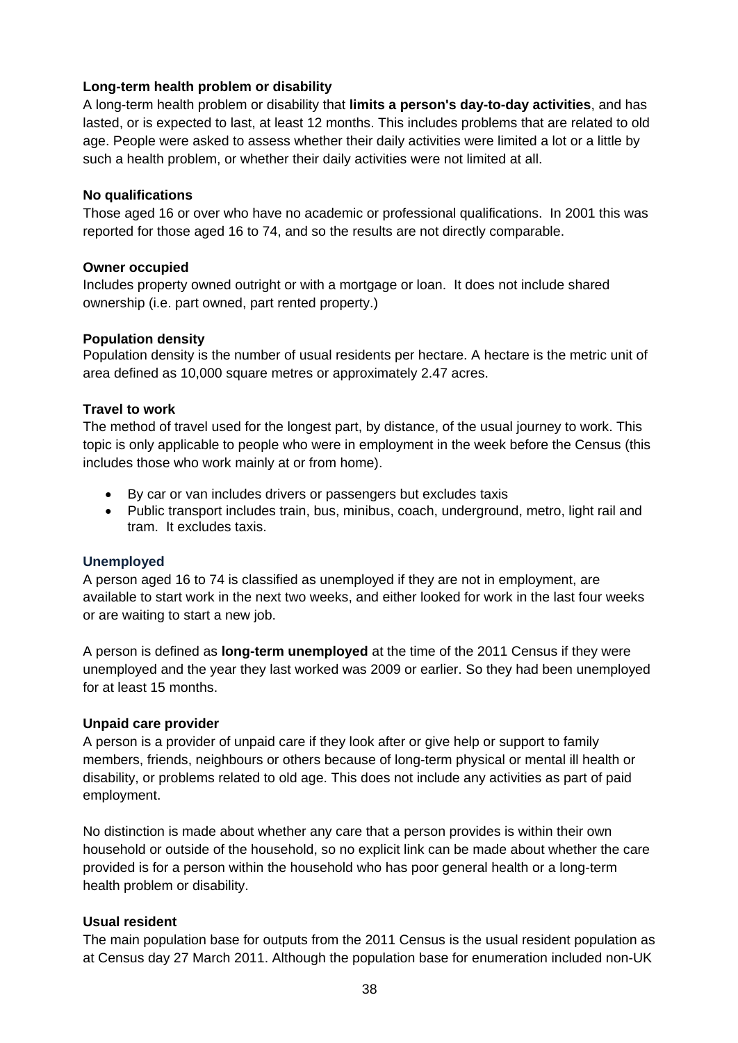**Long-term health problem or disability**

A long-term health problem or disability that **limits a person's day-to-day activities**, and has lasted, or is expected to last, at least 12 months. This includes problems that are related to old age. People were asked to assess whether their daily activities were limited a lot or a little by such a health problem, or whether their daily activities were not limited at all.

**No qualifications**

Those aged 16 or over who have no academic or professional qualifications. In 2001 this was reported for those aged 16 to 74, and so the results are not directly comparable.

**Owner occupied**

Includes property owned outright or with a mortgage or loan. It does not include shared ownership (i.e. part owned, part rented property.)

**Population density**

Population density is the number of usual residents per hectare. A hectare is the metric unit of area defined as 10,000 square metres or approximately 2.47 acres.

**Travel to work**

The method of travel used for the longest part, by distance, of the usual journey to work. This topic is only applicable to people who were in employment in the week before the Census (this includes those who work mainly at or from home).

- By car or van includes drivers or passengers but excludes taxis
- Public transport includes train, bus, minibus, coach, underground, metro, light rail and tram. It excludes taxis.

**Unemployed**

A person aged 16 to 74 is classified as unemployed if they are not in employment, are available to start work in the next two weeks, and either looked for work in the last four weeks or are waiting to start a new job.

A person is defined as **long-term unemployed** at the time of the 2011 Census if they were unemployed and the year they last worked was 2009 or earlier. So they had been unemployed for at least 15 months.

**Unpaid care provider**

A person is a provider of unpaid care if they look after or give help or support to family members, friends, neighbours or others because of long-term physical or mental ill health or disability, or problems related to old age. This does not include any activities as part of paid employment.

No distinction is made about whether any care that a person provides is within their own household or outside of the household, so no explicit link can be made about whether the care provided is for a person within the household who has poor general health or a long-term health problem or disability.

**Usual resident**

The main population base for outputs from the 2011 Census is the usual resident population as at Census day 27 March 2011. Although the population base for enumeration included non-UK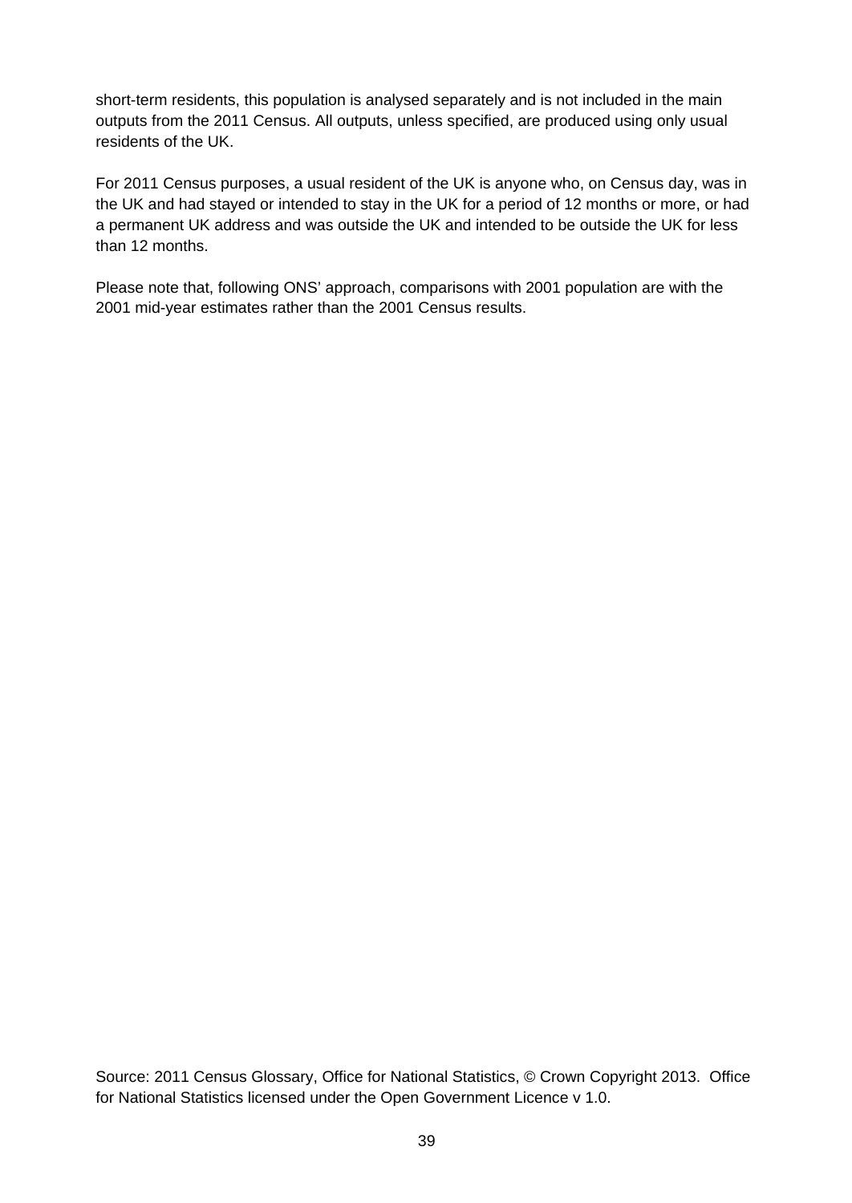short-term residents, this population is analysed separately and is not included in the main outputs from the 2011 Census. All outputs, unless specified, are produced using only usual residents of the UK.

For 2011 Census purposes, a usual resident of the UK is anyone who, on Census day, was in the UK and had stayed or intended to stay in the UK for a period of 12 months or more, or had a permanent UK address and was outside the UK and intended to be outside the UK for less than 12 months.

Please note that, following ONS' approach, comparisons with 2001 population are with the 2001 mid-year estimates rather than the 2001 Census results.

Source: 2011 Census Glossary, Office for National Statistics, © Crown Copyright 2013. Office for National Statistics licensed under the Open Government Licence v 1.0.